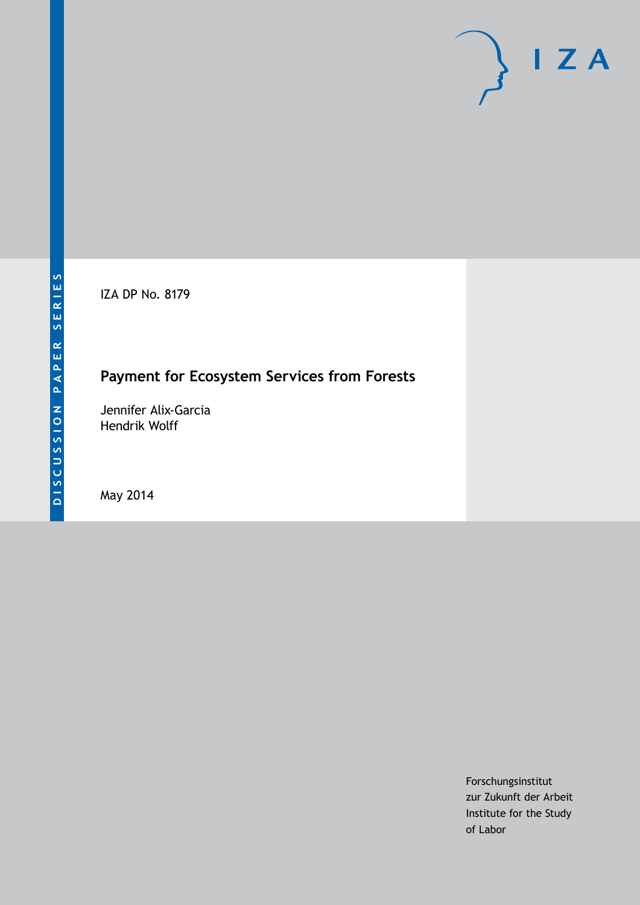DISCUSSION PAPER SERIES

IZA

IZA DP No. 8179

# Payment for Ecosystem Services from Forests

Jennifer Alix-Garcia
Hendrik Wolff

May 2014

Forschungsinstitut
zur Zukunft der Arbeit
Institute for the Study
of Labor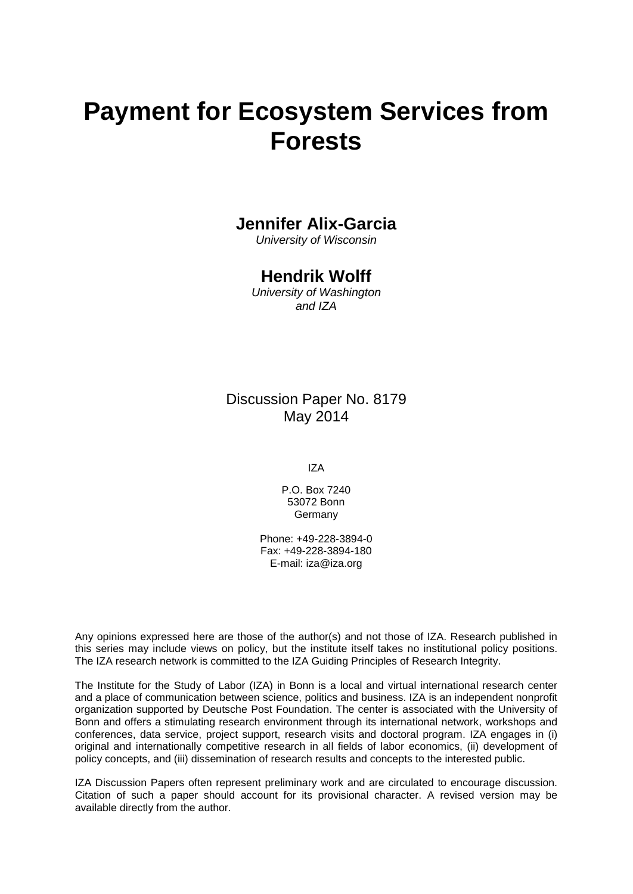# Payment for Ecosystem Services from Forests

**Jennifer Alix-Garcia**

*University of Wisconsin*

**Hendrik Wolff**

*University of Washington and IZA*

Discussion Paper No. 8179
May 2014

IZA

P.O. Box 7240
53072 Bonn
Germany

Phone: +49-228-3894-0
Fax: +49-228-3894-180
E-mail: iza@iza.org

Any opinions expressed here are those of the author(s) and not those of IZA. Research published in this series may include views on policy, but the institute itself takes no institutional policy positions. The IZA research network is committed to the IZA Guiding Principles of Research Integrity.

The Institute for the Study of Labor (IZA) in Bonn is a local and virtual international research center and a place of communication between science, politics and business. IZA is an independent nonprofit organization supported by Deutsche Post Foundation. The center is associated with the University of Bonn and offers a stimulating research environment through its international network, workshops and conferences, data service, project support, research visits and doctoral program. IZA engages in (i) original and internationally competitive research in all fields of labor economics, (ii) development of policy concepts, and (iii) dissemination of research results and concepts to the interested public.

IZA Discussion Papers often represent preliminary work and are circulated to encourage discussion. Citation of such a paper should account for its provisional character. A revised version may be available directly from the author.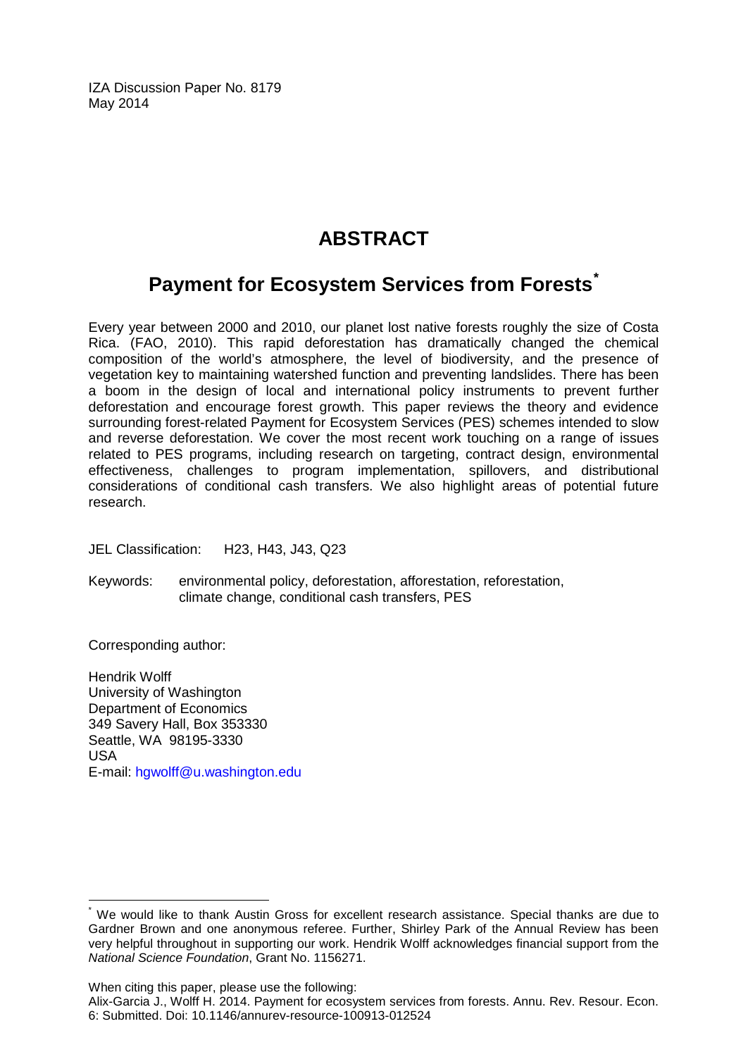IZA Discussion Paper No. 8179
May 2014

# ABSTRACT

## Payment for Ecosystem Services from Forests[*]

Every year between 2000 and 2010, our planet lost native forests roughly the size of Costa Rica. (FAO, 2010). This rapid deforestation has dramatically changed the chemical composition of the world's atmosphere, the level of biodiversity, and the presence of vegetation key to maintaining watershed function and preventing landslides. There has been a boom in the design of local and international policy instruments to prevent further deforestation and encourage forest growth. This paper reviews the theory and evidence surrounding forest-related Payment for Ecosystem Services (PES) schemes intended to slow and reverse deforestation. We cover the most recent work touching on a range of issues related to PES programs, including research on targeting, contract design, environmental effectiveness, challenges to program implementation, spillovers, and distributional considerations of conditional cash transfers. We also highlight areas of potential future research.

JEL Classification: H23, H43, J43, Q23

Keywords: environmental policy, deforestation, afforestation, reforestation, climate change, conditional cash transfers, PES

Corresponding author:

Hendrik Wolff
University of Washington
Department of Economics
349 Savery Hall, Box 353330
Seattle, WA 98195-3330
USA
E-mail: hgwolff@u.washington.edu

---

[*] We would like to thank Austin Gross for excellent research assistance. Special thanks are due to Gardner Brown and one anonymous referee. Further, Shirley Park of the Annual Review has been very helpful throughout in supporting our work. Hendrik Wolff acknowledges financial support from the *National Science Foundation*, Grant No. 1156271.

When citing this paper, please use the following:
Alix-Garcia J., Wolff H. 2014. Payment for ecosystem services from forests. Annu. Rev. Resour. Econ. 6: Submitted. Doi: 10.1146/annurev-resource-100913-012524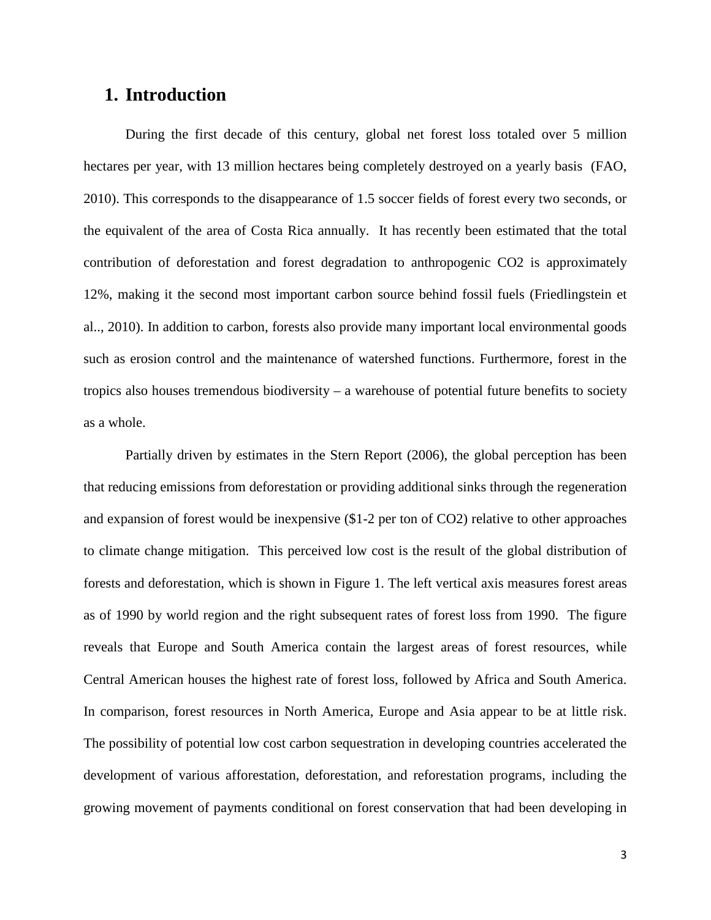## 1. Introduction

During the first decade of this century, global net forest loss totaled over 5 million hectares per year, with 13 million hectares being completely destroyed on a yearly basis (FAO, 2010). This corresponds to the disappearance of 1.5 soccer fields of forest every two seconds, or the equivalent of the area of Costa Rica annually. It has recently been estimated that the total contribution of deforestation and forest degradation to anthropogenic $CO_2$ is approximately 12%, making it the second most important carbon source behind fossil fuels (Friedlingstein et al.., 2010). In addition to carbon, forests also provide many important local environmental goods such as erosion control and the maintenance of watershed functions. Furthermore, forest in the tropics also houses tremendous biodiversity – a warehouse of potential future benefits to society as a whole.

Partially driven by estimates in the Stern Report (2006), the global perception has been that reducing emissions from deforestation or providing additional sinks through the regeneration and expansion of forest would be inexpensive ($1-2 per ton of $CO_2$) relative to other approaches to climate change mitigation. This perceived low cost is the result of the global distribution of forests and deforestation, which is shown in Figure 1. The left vertical axis measures forest areas as of 1990 by world region and the right subsequent rates of forest loss from 1990. The figure reveals that Europe and South America contain the largest areas of forest resources, while Central American houses the highest rate of forest loss, followed by Africa and South America. In comparison, forest resources in North America, Europe and Asia appear to be at little risk. The possibility of potential low cost carbon sequestration in developing countries accelerated the development of various afforestation, deforestation, and reforestation programs, including the growing movement of payments conditional on forest conservation that had been developing in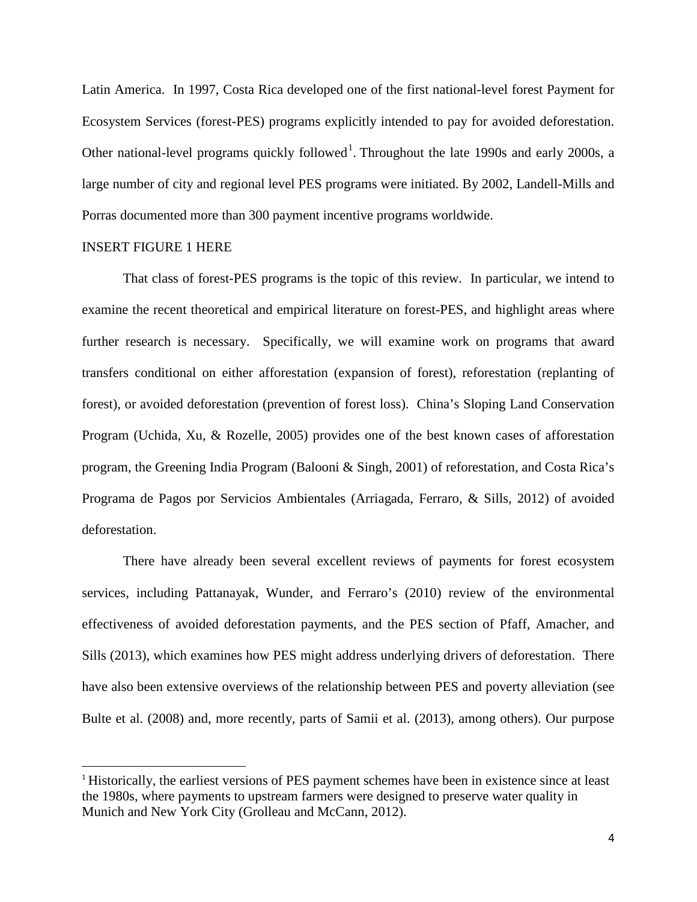Latin America. In 1997, Costa Rica developed one of the first national-level forest Payment for Ecosystem Services (forest-PES) programs explicitly intended to pay for avoided deforestation. Other national-level programs quickly followed[1]. Throughout the late 1990s and early 2000s, a large number of city and regional level PES programs were initiated. By 2002, Landell-Mills and Porras documented more than 300 payment incentive programs worldwide.

INSERT FIGURE 1 HERE

That class of forest-PES programs is the topic of this review. In particular, we intend to examine the recent theoretical and empirical literature on forest-PES, and highlight areas where further research is necessary. Specifically, we will examine work on programs that award transfers conditional on either afforestation (expansion of forest), reforestation (replanting of forest), or avoided deforestation (prevention of forest loss). China's Sloping Land Conservation Program (Uchida, Xu, & Rozelle, 2005) provides one of the best known cases of afforestation program, the Greening India Program (Balooni & Singh, 2001) of reforestation, and Costa Rica's Programa de Pagos por Servicios Ambientales (Arriagada, Ferraro, & Sills, 2012) of avoided deforestation.

There have already been several excellent reviews of payments for forest ecosystem services, including Pattanayak, Wunder, and Ferraro's (2010) review of the environmental effectiveness of avoided deforestation payments, and the PES section of Pfaff, Amacher, and Sills (2013), which examines how PES might address underlying drivers of deforestation. There have also been extensive overviews of the relationship between PES and poverty alleviation (see Bulte et al. (2008) and, more recently, parts of Samii et al. (2013), among others). Our purpose

[1] Historically, the earliest versions of PES payment schemes have been in existence since at least the 1980s, where payments to upstream farmers were designed to preserve water quality in Munich and New York City (Grolleau and McCann, 2012).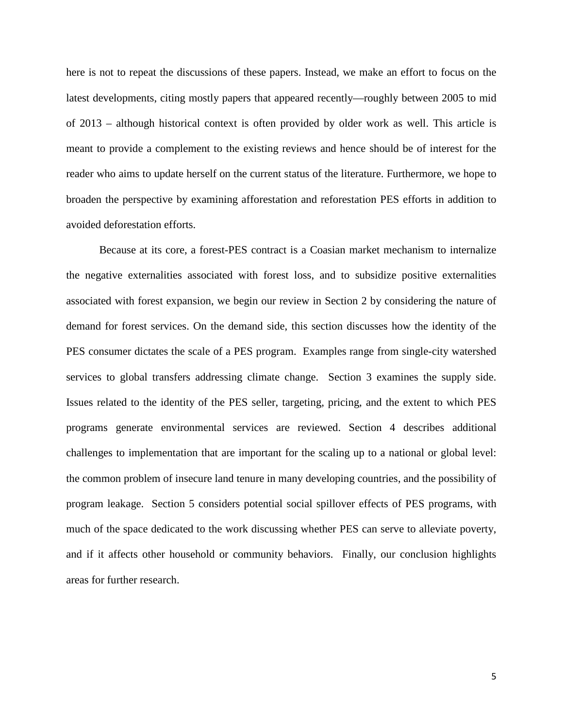here is not to repeat the discussions of these papers. Instead, we make an effort to focus on the latest developments, citing mostly papers that appeared recently—roughly between 2005 to mid of 2013 – although historical context is often provided by older work as well. This article is meant to provide a complement to the existing reviews and hence should be of interest for the reader who aims to update herself on the current status of the literature. Furthermore, we hope to broaden the perspective by examining afforestation and reforestation PES efforts in addition to avoided deforestation efforts.

Because at its core, a forest-PES contract is a Coasian market mechanism to internalize the negative externalities associated with forest loss, and to subsidize positive externalities associated with forest expansion, we begin our review in Section 2 by considering the nature of demand for forest services. On the demand side, this section discusses how the identity of the PES consumer dictates the scale of a PES program. Examples range from single-city watershed services to global transfers addressing climate change. Section 3 examines the supply side. Issues related to the identity of the PES seller, targeting, pricing, and the extent to which PES programs generate environmental services are reviewed. Section 4 describes additional challenges to implementation that are important for the scaling up to a national or global level: the common problem of insecure land tenure in many developing countries, and the possibility of program leakage. Section 5 considers potential social spillover effects of PES programs, with much of the space dedicated to the work discussing whether PES can serve to alleviate poverty, and if it affects other household or community behaviors. Finally, our conclusion highlights areas for further research.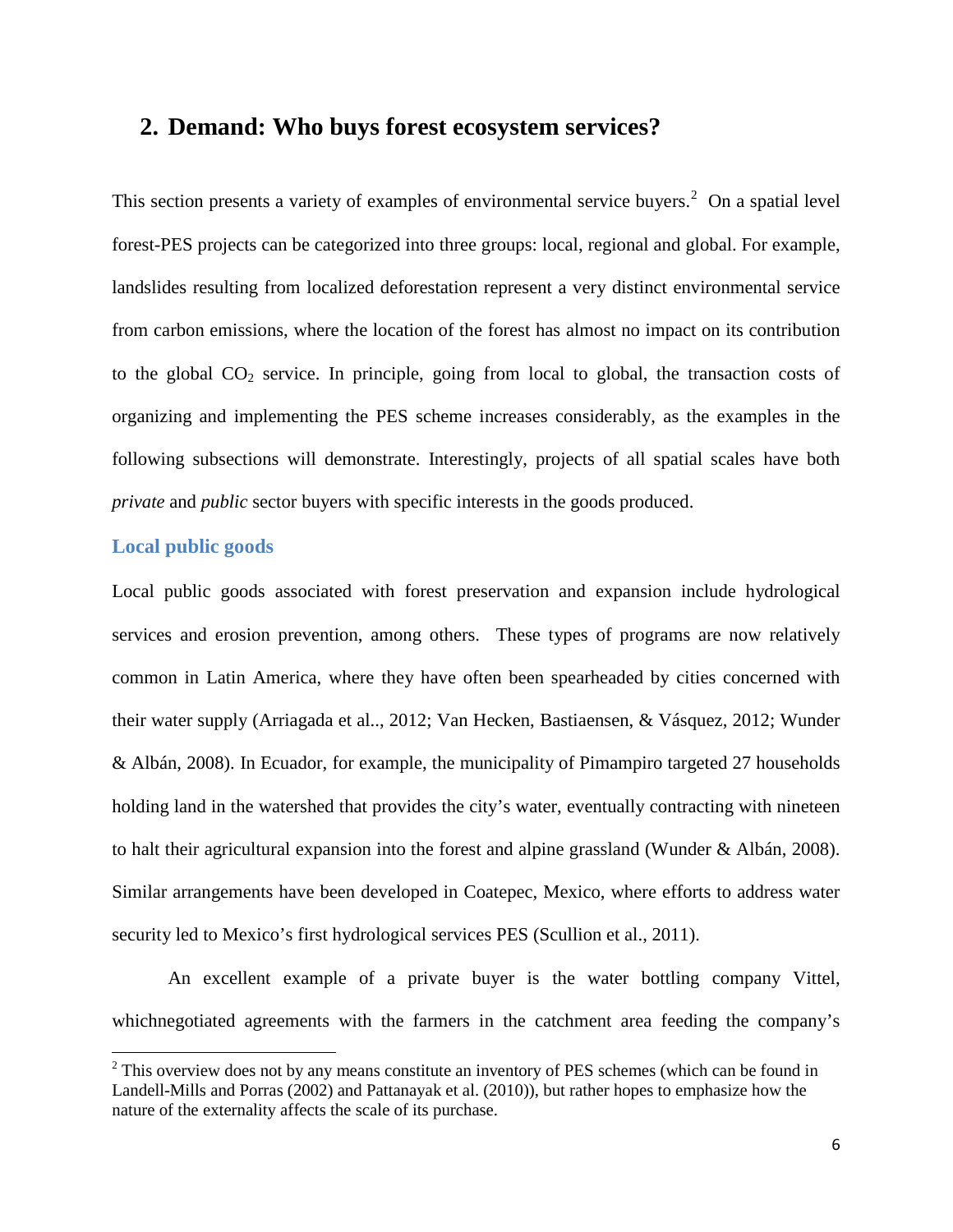## 2. Demand: Who buys forest ecosystem services?

This section presents a variety of examples of environmental service buyers.[2] On a spatial level forest-PES projects can be categorized into three groups: local, regional and global. For example, landslides resulting from localized deforestation represent a very distinct environmental service from carbon emissions, where the location of the forest has almost no impact on its contribution to the global $CO_2$ service. In principle, going from local to global, the transaction costs of organizing and implementing the PES scheme increases considerably, as the examples in the following subsections will demonstrate. Interestingly, projects of all spatial scales have both *private* and *public* sector buyers with specific interests in the goods produced.

### Local public goods

Local public goods associated with forest preservation and expansion include hydrological services and erosion prevention, among others. These types of programs are now relatively common in Latin America, where they have often been spearheaded by cities concerned with their water supply (Arriagada et al.., 2012; Van Hecken, Bastiaensen, & Vásquez, 2012; Wunder & Albán, 2008). In Ecuador, for example, the municipality of Pimampiro targeted 27 households holding land in the watershed that provides the city's water, eventually contracting with nineteen to halt their agricultural expansion into the forest and alpine grassland (Wunder & Albán, 2008). Similar arrangements have been developed in Coatepec, Mexico, where efforts to address water security led to Mexico's first hydrological services PES (Scullion et al., 2011).

An excellent example of a private buyer is the water bottling company Vittel, whichnegotiated agreements with the farmers in the catchment area feeding the company's

[2] This overview does not by any means constitute an inventory of PES schemes (which can be found in Landell-Mills and Porras (2002) and Pattanayak et al. (2010)), but rather hopes to emphasize how the nature of the externality affects the scale of its purchase.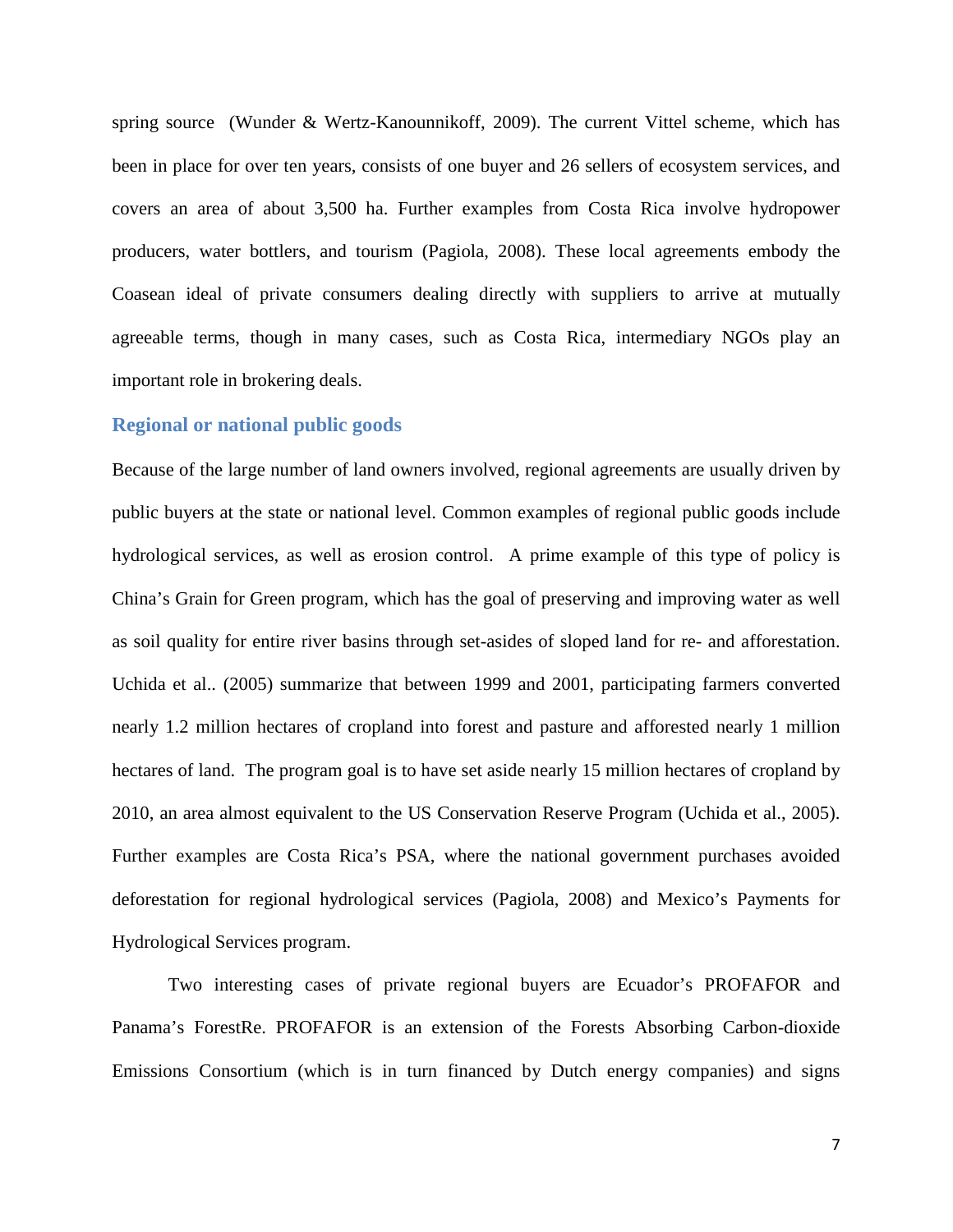spring source (Wunder & Wertz-Kanounnikoff, 2009). The current Vittel scheme, which has been in place for over ten years, consists of one buyer and 26 sellers of ecosystem services, and covers an area of about 3,500 ha. Further examples from Costa Rica involve hydropower producers, water bottlers, and tourism (Pagiola, 2008). These local agreements embody the Coasean ideal of private consumers dealing directly with suppliers to arrive at mutually agreeable terms, though in many cases, such as Costa Rica, intermediary NGOs play an important role in brokering deals.

### Regional or national public goods

Because of the large number of land owners involved, regional agreements are usually driven by public buyers at the state or national level. Common examples of regional public goods include hydrological services, as well as erosion control. A prime example of this type of policy is China's Grain for Green program, which has the goal of preserving and improving water as well as soil quality for entire river basins through set-asides of sloped land for re- and afforestation. Uchida et al.. (2005) summarize that between 1999 and 2001, participating farmers converted nearly 1.2 million hectares of cropland into forest and pasture and afforested nearly 1 million hectares of land. The program goal is to have set aside nearly 15 million hectares of cropland by 2010, an area almost equivalent to the US Conservation Reserve Program (Uchida et al., 2005). Further examples are Costa Rica's PSA, where the national government purchases avoided deforestation for regional hydrological services (Pagiola, 2008) and Mexico's Payments for Hydrological Services program.

Two interesting cases of private regional buyers are Ecuador's PROFAFOR and Panama's ForestRe. PROFAFOR is an extension of the Forests Absorbing Carbon-dioxide Emissions Consortium (which is in turn financed by Dutch energy companies) and signs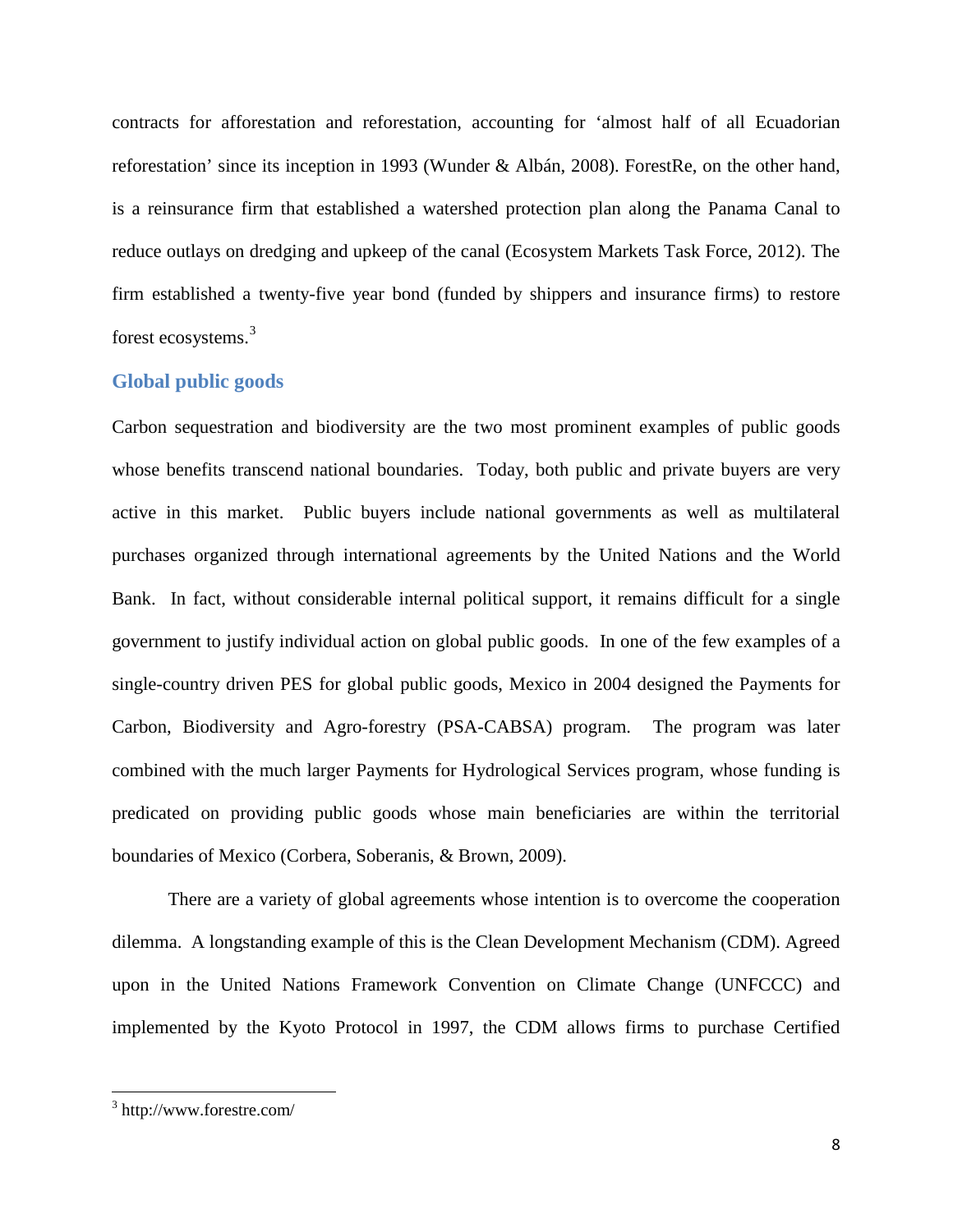contracts for afforestation and reforestation, accounting for 'almost half of all Ecuadorian reforestation' since its inception in 1993 (Wunder & Albán, 2008). ForestRe, on the other hand, is a reinsurance firm that established a watershed protection plan along the Panama Canal to reduce outlays on dredging and upkeep of the canal (Ecosystem Markets Task Force, 2012). The firm established a twenty-five year bond (funded by shippers and insurance firms) to restore forest ecosystems.[3]

## Global public goods

Carbon sequestration and biodiversity are the two most prominent examples of public goods whose benefits transcend national boundaries. Today, both public and private buyers are very active in this market. Public buyers include national governments as well as multilateral purchases organized through international agreements by the United Nations and the World Bank. In fact, without considerable internal political support, it remains difficult for a single government to justify individual action on global public goods. In one of the few examples of a single-country driven PES for global public goods, Mexico in 2004 designed the Payments for Carbon, Biodiversity and Agro-forestry (PSA-CABSA) program. The program was later combined with the much larger Payments for Hydrological Services program, whose funding is predicated on providing public goods whose main beneficiaries are within the territorial boundaries of Mexico (Corbera, Soberanis, & Brown, 2009).

There are a variety of global agreements whose intention is to overcome the cooperation dilemma. A longstanding example of this is the Clean Development Mechanism (CDM). Agreed upon in the United Nations Framework Convention on Climate Change (UNFCCC) and implemented by the Kyoto Protocol in 1997, the CDM allows firms to purchase Certified

[3] http://www.forestre.com/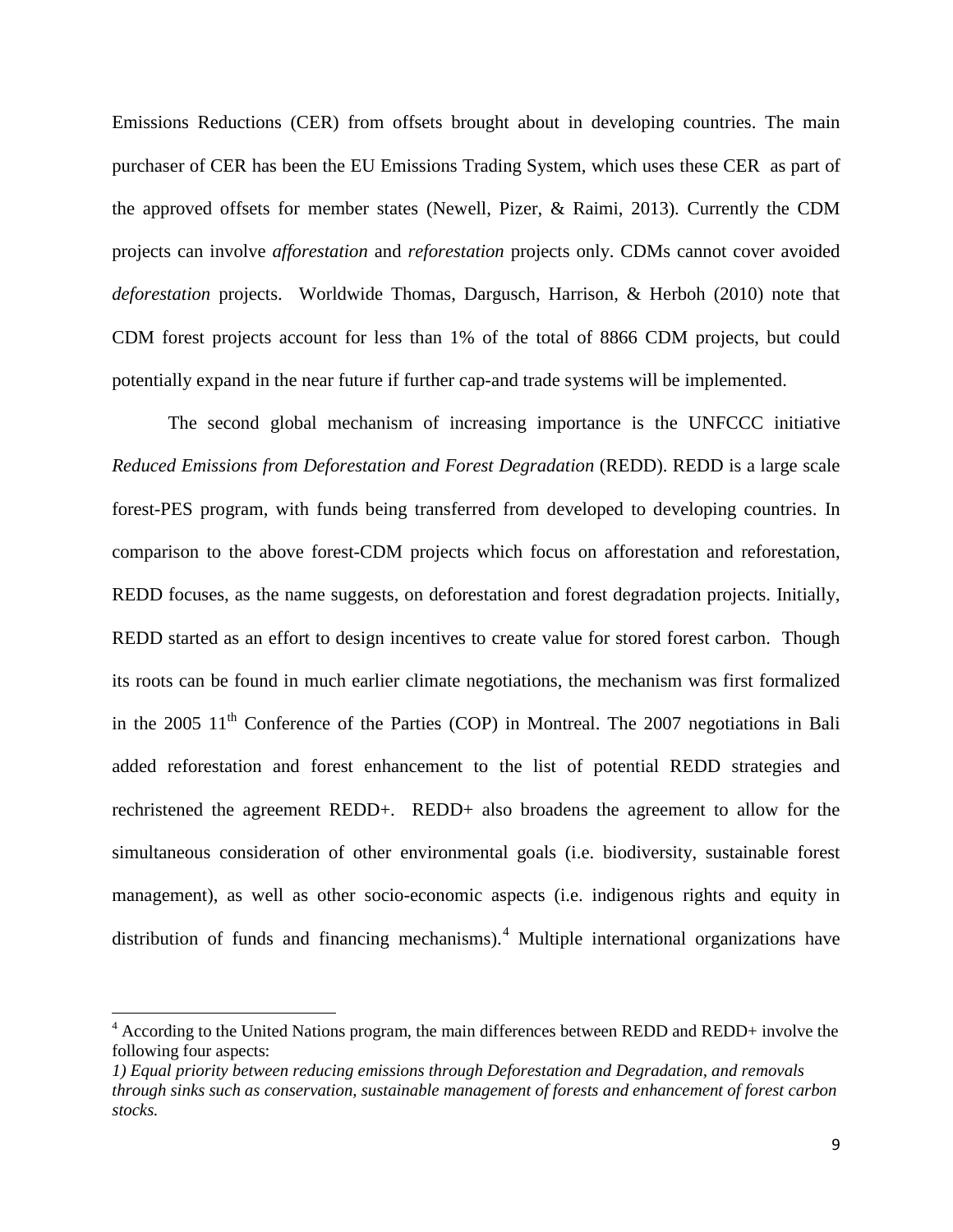Emissions Reductions (CER) from offsets brought about in developing countries. The main purchaser of CER has been the EU Emissions Trading System, which uses these CER as part of the approved offsets for member states (Newell, Pizer, & Raimi, 2013). Currently the CDM projects can involve *afforestation* and *reforestation* projects only. CDMs cannot cover avoided *deforestation* projects. Worldwide Thomas, Dargusch, Harrison, & Herboh (2010) note that CDM forest projects account for less than 1% of the total of 8866 CDM projects, but could potentially expand in the near future if further cap-and trade systems will be implemented.

The second global mechanism of increasing importance is the UNFCCC initiative *Reduced Emissions from Deforestation and Forest Degradation* (REDD). REDD is a large scale forest-PES program, with funds being transferred from developed to developing countries. In comparison to the above forest-CDM projects which focus on afforestation and reforestation, REDD focuses, as the name suggests, on deforestation and forest degradation projects. Initially, REDD started as an effort to design incentives to create value for stored forest carbon. Though its roots can be found in much earlier climate negotiations, the mechanism was first formalized in the 2005 11th Conference of the Parties (COP) in Montreal. The 2007 negotiations in Bali added reforestation and forest enhancement to the list of potential REDD strategies and rechristened the agreement REDD+. REDD+ also broadens the agreement to allow for the simultaneous consideration of other environmental goals (i.e. biodiversity, sustainable forest management), as well as other socio-economic aspects (i.e. indigenous rights and equity in distribution of funds and financing mechanisms).[4] Multiple international organizations have

[4] According to the United Nations program, the main differences between REDD and REDD+ involve the following four aspects:

*1) Equal priority between reducing emissions through Deforestation and Degradation, and removals through sinks such as conservation, sustainable management of forests and enhancement of forest carbon stocks.*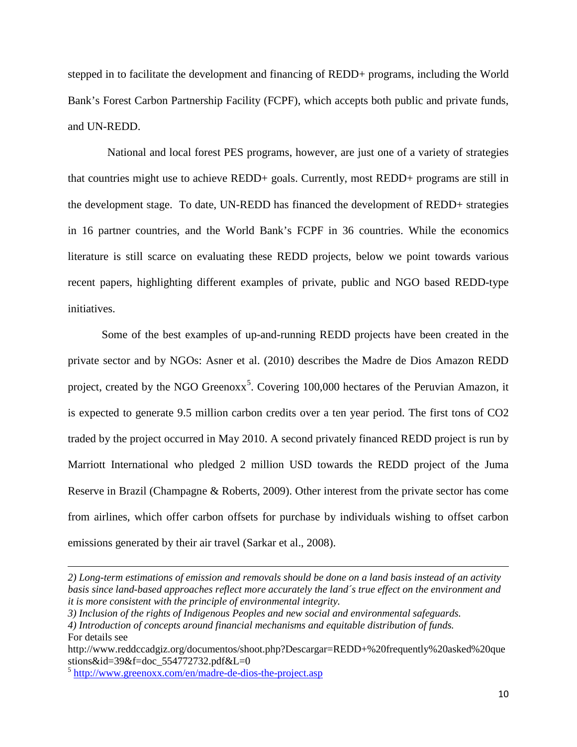stepped in to facilitate the development and financing of REDD+ programs, including the World Bank's Forest Carbon Partnership Facility (FCPF), which accepts both public and private funds, and UN-REDD.

National and local forest PES programs, however, are just one of a variety of strategies that countries might use to achieve REDD+ goals. Currently, most REDD+ programs are still in the development stage. To date, UN-REDD has financed the development of REDD+ strategies in 16 partner countries, and the World Bank's FCPF in 36 countries. While the economics literature is still scarce on evaluating these REDD projects, below we point towards various recent papers, highlighting different examples of private, public and NGO based REDD-type initiatives.

Some of the best examples of up-and-running REDD projects have been created in the private sector and by NGOs: Asner et al. (2010) describes the Madre de Dios Amazon REDD project, created by the NGO Greenoxx[5]. Covering 100,000 hectares of the Peruvian Amazon, it is expected to generate 9.5 million carbon credits over a ten year period. The first tons of $CO_2$ traded by the project occurred in May 2010. A second privately financed REDD project is run by Marriott International who pledged 2 million USD towards the REDD project of the Juma Reserve in Brazil (Champagne & Roberts, 2009). Other interest from the private sector has come from airlines, which offer carbon offsets for purchase by individuals wishing to offset carbon emissions generated by their air travel (Sarkar et al., 2008).

---

*2) Long-term estimations of emission and removals should be done on a land basis instead of an activity basis since land-based approaches reflect more accurately the land´s true effect on the environment and it is more consistent with the principle of environmental integrity.*

*3) Inclusion of the rights of Indigenous Peoples and new social and environmental safeguards.*

*4) Introduction of concepts around financial mechanisms and equitable distribution of funds.*

For details see http://www.reddccadgiz.org/documentos/shoot.php?Descargar=REDD+%20frequently%20asked%20questions&id=39&f=doc_554772732.pdf&L=0

[5] http://www.greenoxx.com/en/madre-de-dios-the-project.asp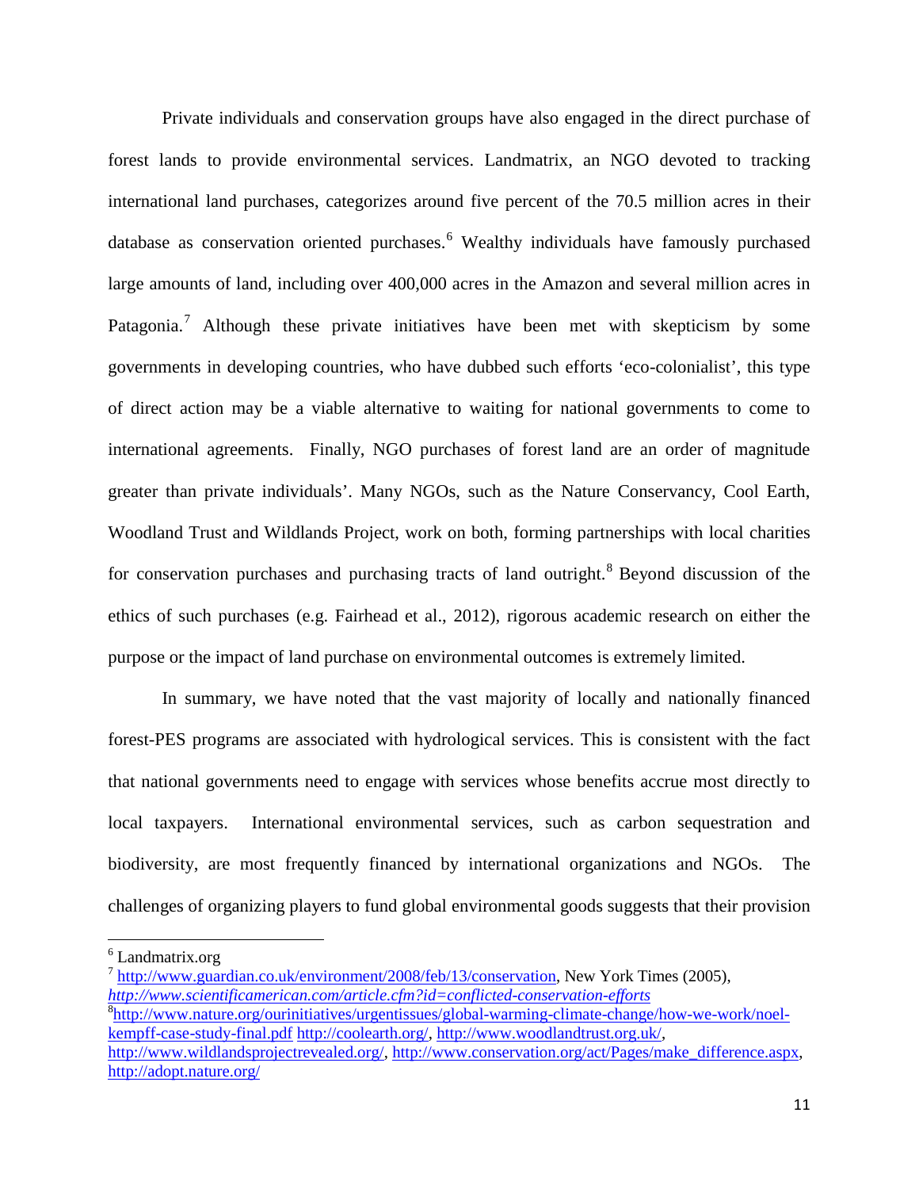Private individuals and conservation groups have also engaged in the direct purchase of forest lands to provide environmental services. Landmatrix, an NGO devoted to tracking international land purchases, categorizes around five percent of the 70.5 million acres in their database as conservation oriented purchases.[6] Wealthy individuals have famously purchased large amounts of land, including over 400,000 acres in the Amazon and several million acres in Patagonia.[7] Although these private initiatives have been met with skepticism by some governments in developing countries, who have dubbed such efforts 'eco-colonialist', this type of direct action may be a viable alternative to waiting for national governments to come to international agreements. Finally, NGO purchases of forest land are an order of magnitude greater than private individuals'. Many NGOs, such as the Nature Conservancy, Cool Earth, Woodland Trust and Wildlands Project, work on both, forming partnerships with local charities for conservation purchases and purchasing tracts of land outright.[8] Beyond discussion of the ethics of such purchases (e.g. Fairhead et al., 2012), rigorous academic research on either the purpose or the impact of land purchase on environmental outcomes is extremely limited.

In summary, we have noted that the vast majority of locally and nationally financed forest-PES programs are associated with hydrological services. This is consistent with the fact that national governments need to engage with services whose benefits accrue most directly to local taxpayers. International environmental services, such as carbon sequestration and biodiversity, are most frequently financed by international organizations and NGOs. The challenges of organizing players to fund global environmental goods suggests that their provision

---

[6] Landmatrix.org

[7] http://www.guardian.co.uk/environment/2008/feb/13/conservation, New York Times (2005), *http://www.scientificamerican.com/article.cfm?id=conflicted-conservation-efforts*

[8] http://www.nature.org/ourinitiatives/urgentissues/global-warming-climate-change/how-we-work/noel-kempff-case-study-final.pdf http://coolearth.org/, http://www.woodlandtrust.org.uk/, http://www.wildlandsprojectrevealed.org/, http://www.conservation.org/act/Pages/make_difference.aspx, http://adopt.nature.org/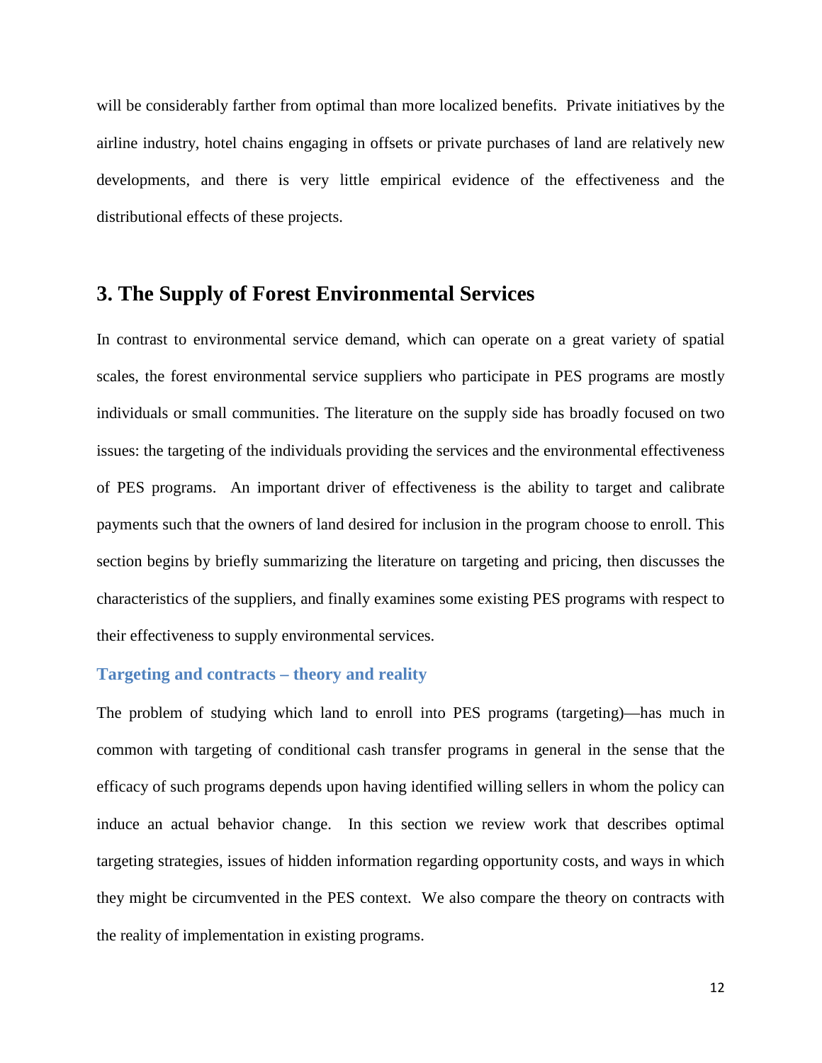will be considerably farther from optimal than more localized benefits. Private initiatives by the airline industry, hotel chains engaging in offsets or private purchases of land are relatively new developments, and there is very little empirical evidence of the effectiveness and the distributional effects of these projects.

## 3. The Supply of Forest Environmental Services

In contrast to environmental service demand, which can operate on a great variety of spatial scales, the forest environmental service suppliers who participate in PES programs are mostly individuals or small communities. The literature on the supply side has broadly focused on two issues: the targeting of the individuals providing the services and the environmental effectiveness of PES programs. An important driver of effectiveness is the ability to target and calibrate payments such that the owners of land desired for inclusion in the program choose to enroll. This section begins by briefly summarizing the literature on targeting and pricing, then discusses the characteristics of the suppliers, and finally examines some existing PES programs with respect to their effectiveness to supply environmental services.

### Targeting and contracts – theory and reality

The problem of studying which land to enroll into PES programs (targeting)—has much in common with targeting of conditional cash transfer programs in general in the sense that the efficacy of such programs depends upon having identified willing sellers in whom the policy can induce an actual behavior change. In this section we review work that describes optimal targeting strategies, issues of hidden information regarding opportunity costs, and ways in which they might be circumvented in the PES context. We also compare the theory on contracts with the reality of implementation in existing programs.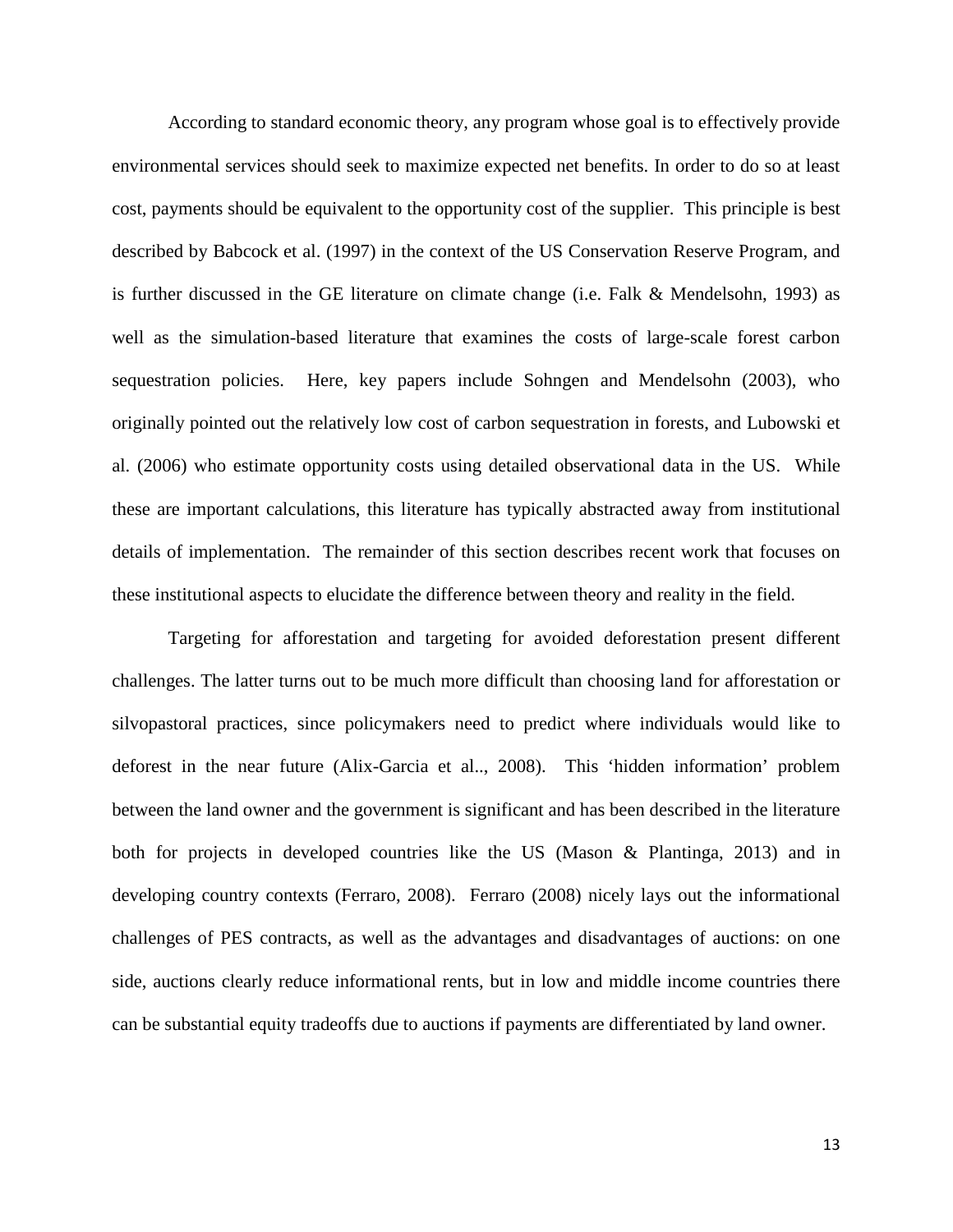According to standard economic theory, any program whose goal is to effectively provide environmental services should seek to maximize expected net benefits. In order to do so at least cost, payments should be equivalent to the opportunity cost of the supplier. This principle is best described by Babcock et al. (1997) in the context of the US Conservation Reserve Program, and is further discussed in the GE literature on climate change (i.e. Falk & Mendelsohn, 1993) as well as the simulation-based literature that examines the costs of large-scale forest carbon sequestration policies. Here, key papers include Sohngen and Mendelsohn (2003), who originally pointed out the relatively low cost of carbon sequestration in forests, and Lubowski et al. (2006) who estimate opportunity costs using detailed observational data in the US. While these are important calculations, this literature has typically abstracted away from institutional details of implementation. The remainder of this section describes recent work that focuses on these institutional aspects to elucidate the difference between theory and reality in the field.

Targeting for afforestation and targeting for avoided deforestation present different challenges. The latter turns out to be much more difficult than choosing land for afforestation or silvopastoral practices, since policymakers need to predict where individuals would like to deforest in the near future (Alix-Garcia et al.., 2008). This 'hidden information' problem between the land owner and the government is significant and has been described in the literature both for projects in developed countries like the US (Mason & Plantinga, 2013) and in developing country contexts (Ferraro, 2008). Ferraro (2008) nicely lays out the informational challenges of PES contracts, as well as the advantages and disadvantages of auctions: on one side, auctions clearly reduce informational rents, but in low and middle income countries there can be substantial equity tradeoffs due to auctions if payments are differentiated by land owner.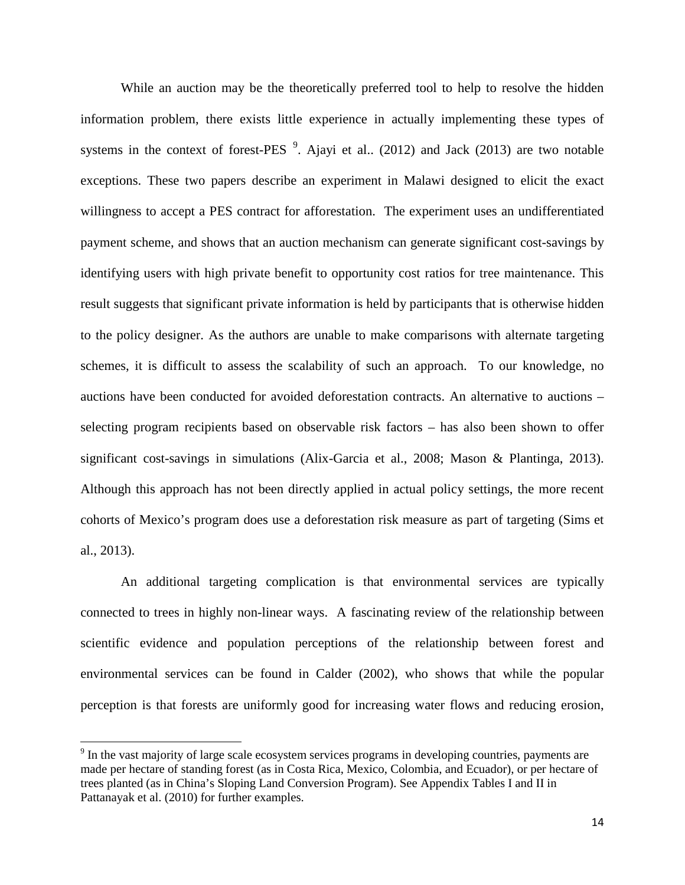While an auction may be the theoretically preferred tool to help to resolve the hidden information problem, there exists little experience in actually implementing these types of systems in the context of forest-PES [9]. Ajayi et al.. (2012) and Jack (2013) are two notable exceptions. These two papers describe an experiment in Malawi designed to elicit the exact willingness to accept a PES contract for afforestation. The experiment uses an undifferentiated payment scheme, and shows that an auction mechanism can generate significant cost-savings by identifying users with high private benefit to opportunity cost ratios for tree maintenance. This result suggests that significant private information is held by participants that is otherwise hidden to the policy designer. As the authors are unable to make comparisons with alternate targeting schemes, it is difficult to assess the scalability of such an approach. To our knowledge, no auctions have been conducted for avoided deforestation contracts. An alternative to auctions – selecting program recipients based on observable risk factors – has also been shown to offer significant cost-savings in simulations (Alix-Garcia et al., 2008; Mason & Plantinga, 2013). Although this approach has not been directly applied in actual policy settings, the more recent cohorts of Mexico's program does use a deforestation risk measure as part of targeting (Sims et al., 2013).

An additional targeting complication is that environmental services are typically connected to trees in highly non-linear ways. A fascinating review of the relationship between scientific evidence and population perceptions of the relationship between forest and environmental services can be found in Calder (2002), who shows that while the popular perception is that forests are uniformly good for increasing water flows and reducing erosion,

---

[9] In the vast majority of large scale ecosystem services programs in developing countries, payments are made per hectare of standing forest (as in Costa Rica, Mexico, Colombia, and Ecuador), or per hectare of trees planted (as in China's Sloping Land Conversion Program). See Appendix Tables I and II in Pattanayak et al. (2010) for further examples.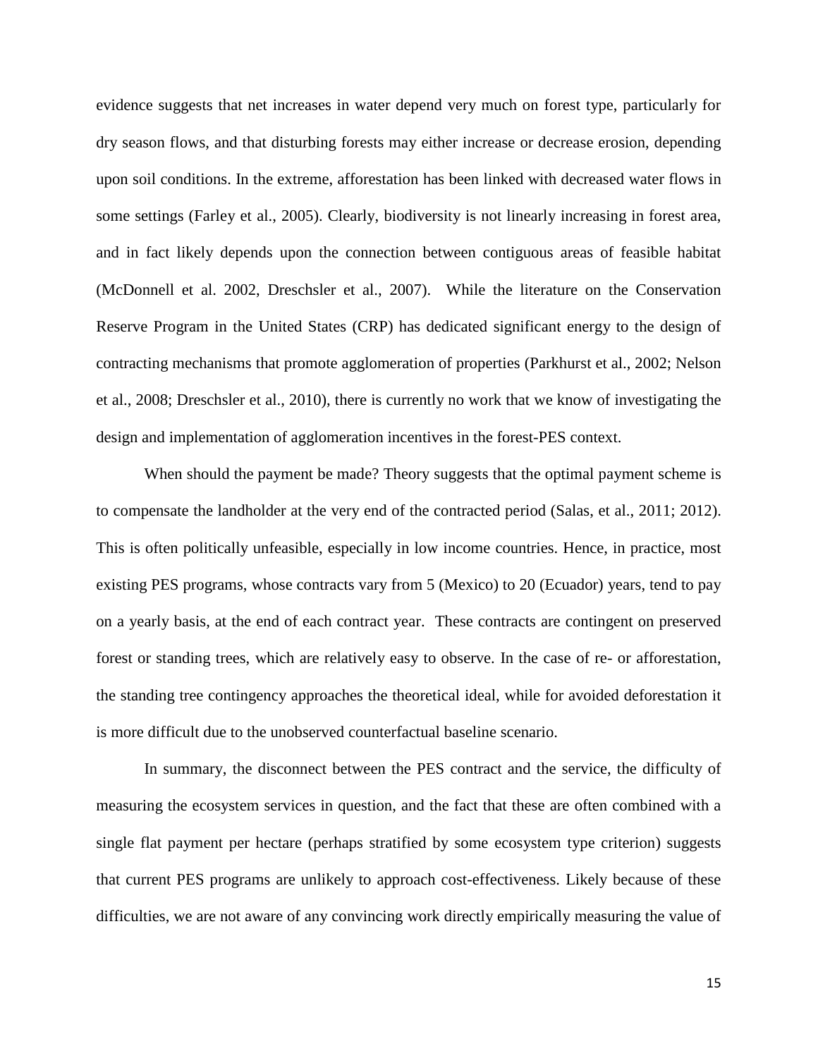evidence suggests that net increases in water depend very much on forest type, particularly for dry season flows, and that disturbing forests may either increase or decrease erosion, depending upon soil conditions. In the extreme, afforestation has been linked with decreased water flows in some settings (Farley et al., 2005). Clearly, biodiversity is not linearly increasing in forest area, and in fact likely depends upon the connection between contiguous areas of feasible habitat (McDonnell et al. 2002, Dreschsler et al., 2007). While the literature on the Conservation Reserve Program in the United States (CRP) has dedicated significant energy to the design of contracting mechanisms that promote agglomeration of properties (Parkhurst et al., 2002; Nelson et al., 2008; Dreschsler et al., 2010), there is currently no work that we know of investigating the design and implementation of agglomeration incentives in the forest-PES context.

When should the payment be made? Theory suggests that the optimal payment scheme is to compensate the landholder at the very end of the contracted period (Salas, et al., 2011; 2012). This is often politically unfeasible, especially in low income countries. Hence, in practice, most existing PES programs, whose contracts vary from 5 (Mexico) to 20 (Ecuador) years, tend to pay on a yearly basis, at the end of each contract year. These contracts are contingent on preserved forest or standing trees, which are relatively easy to observe. In the case of re- or afforestation, the standing tree contingency approaches the theoretical ideal, while for avoided deforestation it is more difficult due to the unobserved counterfactual baseline scenario.

In summary, the disconnect between the PES contract and the service, the difficulty of measuring the ecosystem services in question, and the fact that these are often combined with a single flat payment per hectare (perhaps stratified by some ecosystem type criterion) suggests that current PES programs are unlikely to approach cost-effectiveness. Likely because of these difficulties, we are not aware of any convincing work directly empirically measuring the value of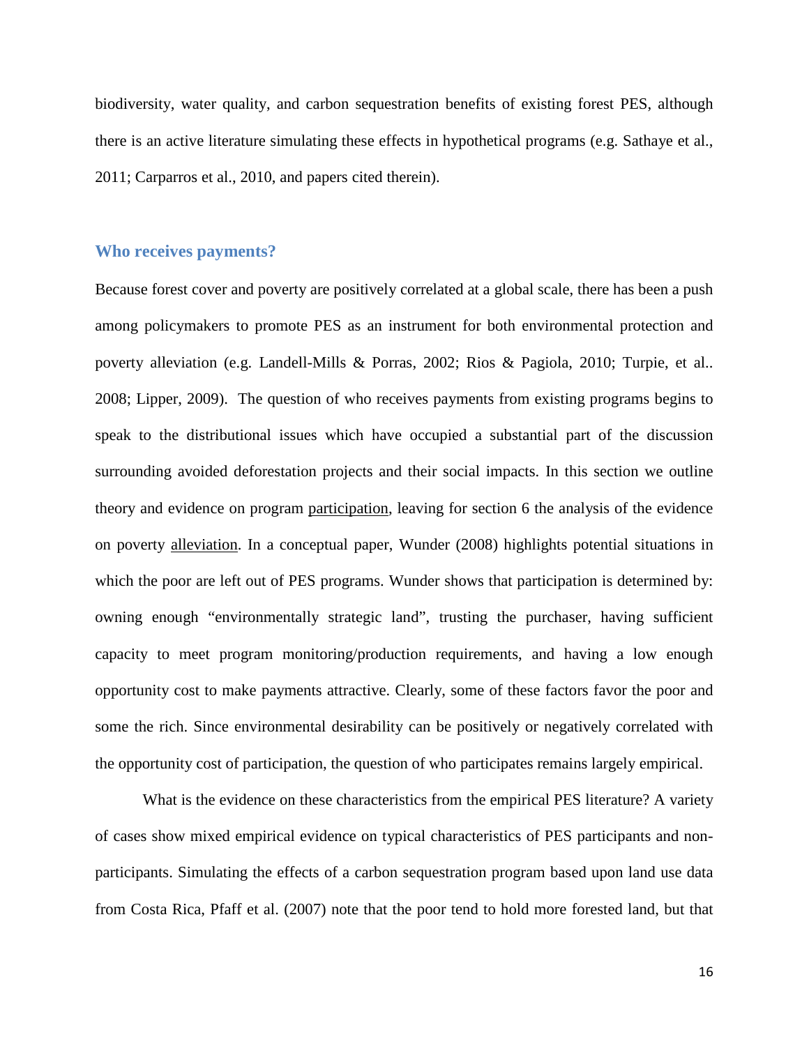biodiversity, water quality, and carbon sequestration benefits of existing forest PES, although there is an active literature simulating these effects in hypothetical programs (e.g. Sathaye et al., 2011; Carparros et al., 2010, and papers cited therein).

## Who receives payments?

Because forest cover and poverty are positively correlated at a global scale, there has been a push among policymakers to promote PES as an instrument for both environmental protection and poverty alleviation (e.g. Landell-Mills & Porras, 2002; Rios & Pagiola, 2010; Turpie, et al.. 2008; Lipper, 2009). The question of who receives payments from existing programs begins to speak to the distributional issues which have occupied a substantial part of the discussion surrounding avoided deforestation projects and their social impacts. In this section we outline theory and evidence on program participation, leaving for section 6 the analysis of the evidence on poverty alleviation. In a conceptual paper, Wunder (2008) highlights potential situations in which the poor are left out of PES programs. Wunder shows that participation is determined by: owning enough "environmentally strategic land", trusting the purchaser, having sufficient capacity to meet program monitoring/production requirements, and having a low enough opportunity cost to make payments attractive. Clearly, some of these factors favor the poor and some the rich. Since environmental desirability can be positively or negatively correlated with the opportunity cost of participation, the question of who participates remains largely empirical.

What is the evidence on these characteristics from the empirical PES literature? A variety of cases show mixed empirical evidence on typical characteristics of PES participants and non-participants. Simulating the effects of a carbon sequestration program based upon land use data from Costa Rica, Pfaff et al. (2007) note that the poor tend to hold more forested land, but that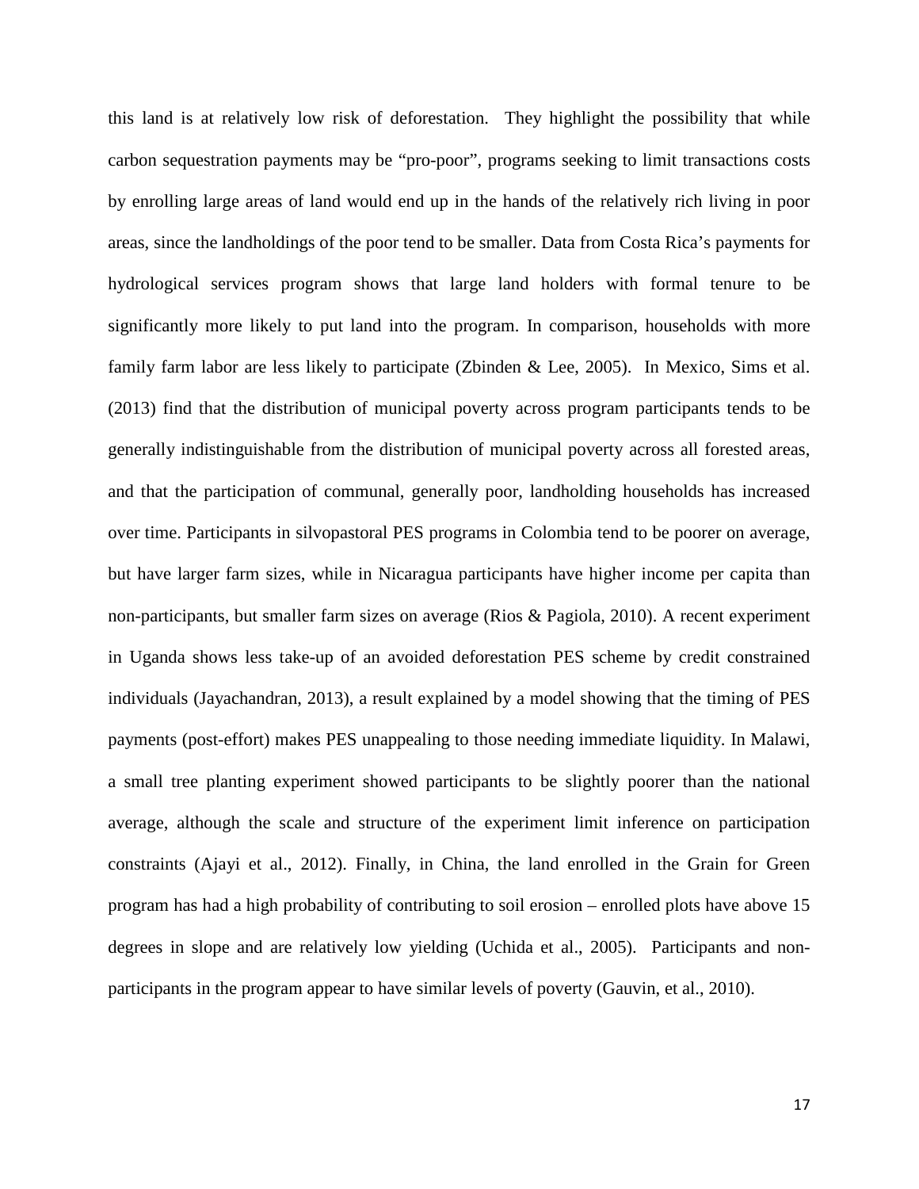this land is at relatively low risk of deforestation. They highlight the possibility that while carbon sequestration payments may be "pro-poor", programs seeking to limit transactions costs by enrolling large areas of land would end up in the hands of the relatively rich living in poor areas, since the landholdings of the poor tend to be smaller. Data from Costa Rica's payments for hydrological services program shows that large land holders with formal tenure to be significantly more likely to put land into the program. In comparison, households with more family farm labor are less likely to participate (Zbinden & Lee, 2005). In Mexico, Sims et al. (2013) find that the distribution of municipal poverty across program participants tends to be generally indistinguishable from the distribution of municipal poverty across all forested areas, and that the participation of communal, generally poor, landholding households has increased over time. Participants in silvopastoral PES programs in Colombia tend to be poorer on average, but have larger farm sizes, while in Nicaragua participants have higher income per capita than non-participants, but smaller farm sizes on average (Rios & Pagiola, 2010). A recent experiment in Uganda shows less take-up of an avoided deforestation PES scheme by credit constrained individuals (Jayachandran, 2013), a result explained by a model showing that the timing of PES payments (post-effort) makes PES unappealing to those needing immediate liquidity. In Malawi, a small tree planting experiment showed participants to be slightly poorer than the national average, although the scale and structure of the experiment limit inference on participation constraints (Ajayi et al., 2012). Finally, in China, the land enrolled in the Grain for Green program has had a high probability of contributing to soil erosion – enrolled plots have above 15 degrees in slope and are relatively low yielding (Uchida et al., 2005). Participants and non-participants in the program appear to have similar levels of poverty (Gauvin, et al., 2010).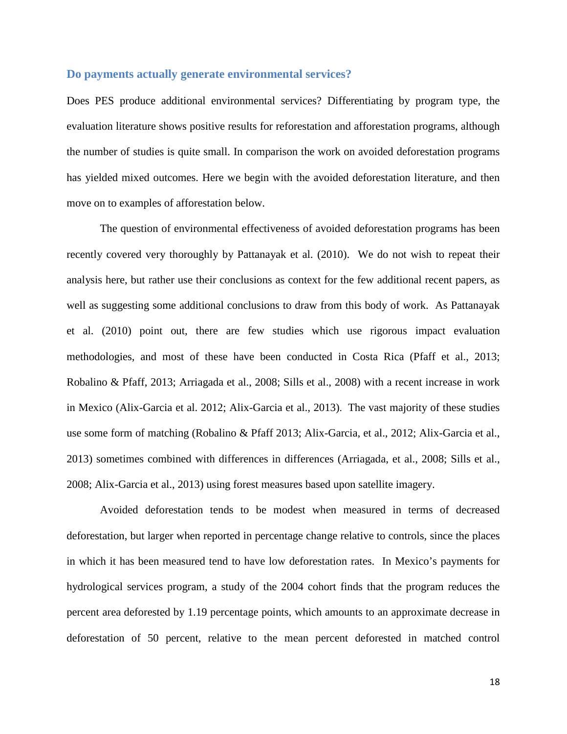## Do payments actually generate environmental services?

Does PES produce additional environmental services? Differentiating by program type, the evaluation literature shows positive results for reforestation and afforestation programs, although the number of studies is quite small. In comparison the work on avoided deforestation programs has yielded mixed outcomes. Here we begin with the avoided deforestation literature, and then move on to examples of afforestation below.

The question of environmental effectiveness of avoided deforestation programs has been recently covered very thoroughly by Pattanayak et al. (2010). We do not wish to repeat their analysis here, but rather use their conclusions as context for the few additional recent papers, as well as suggesting some additional conclusions to draw from this body of work. As Pattanayak et al. (2010) point out, there are few studies which use rigorous impact evaluation methodologies, and most of these have been conducted in Costa Rica (Pfaff et al., 2013; Robalino & Pfaff, 2013; Arriagada et al., 2008; Sills et al., 2008) with a recent increase in work in Mexico (Alix-Garcia et al. 2012; Alix-Garcia et al., 2013). The vast majority of these studies use some form of matching (Robalino & Pfaff 2013; Alix-Garcia, et al., 2012; Alix-Garcia et al., 2013) sometimes combined with differences in differences (Arriagada, et al., 2008; Sills et al., 2008; Alix-Garcia et al., 2013) using forest measures based upon satellite imagery.

Avoided deforestation tends to be modest when measured in terms of decreased deforestation, but larger when reported in percentage change relative to controls, since the places in which it has been measured tend to have low deforestation rates. In Mexico's payments for hydrological services program, a study of the 2004 cohort finds that the program reduces the percent area deforested by 1.19 percentage points, which amounts to an approximate decrease in deforestation of 50 percent, relative to the mean percent deforested in matched control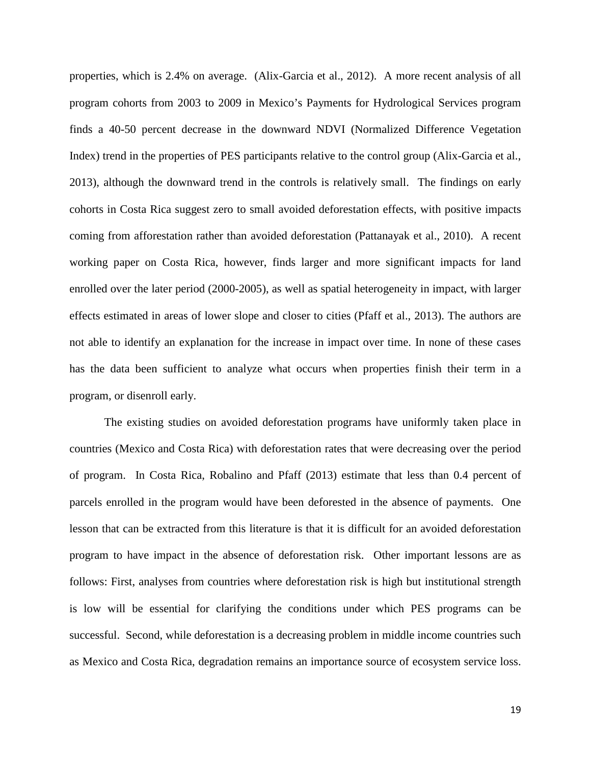properties, which is 2.4% on average. (Alix-Garcia et al., 2012). A more recent analysis of all program cohorts from 2003 to 2009 in Mexico's Payments for Hydrological Services program finds a 40-50 percent decrease in the downward NDVI (Normalized Difference Vegetation Index) trend in the properties of PES participants relative to the control group (Alix-Garcia et al., 2013), although the downward trend in the controls is relatively small. The findings on early cohorts in Costa Rica suggest zero to small avoided deforestation effects, with positive impacts coming from afforestation rather than avoided deforestation (Pattanayak et al., 2010). A recent working paper on Costa Rica, however, finds larger and more significant impacts for land enrolled over the later period (2000-2005), as well as spatial heterogeneity in impact, with larger effects estimated in areas of lower slope and closer to cities (Pfaff et al., 2013). The authors are not able to identify an explanation for the increase in impact over time. In none of these cases has the data been sufficient to analyze what occurs when properties finish their term in a program, or disenroll early.

The existing studies on avoided deforestation programs have uniformly taken place in countries (Mexico and Costa Rica) with deforestation rates that were decreasing over the period of program. In Costa Rica, Robalino and Pfaff (2013) estimate that less than 0.4 percent of parcels enrolled in the program would have been deforested in the absence of payments. One lesson that can be extracted from this literature is that it is difficult for an avoided deforestation program to have impact in the absence of deforestation risk. Other important lessons are as follows: First, analyses from countries where deforestation risk is high but institutional strength is low will be essential for clarifying the conditions under which PES programs can be successful. Second, while deforestation is a decreasing problem in middle income countries such as Mexico and Costa Rica, degradation remains an importance source of ecosystem service loss.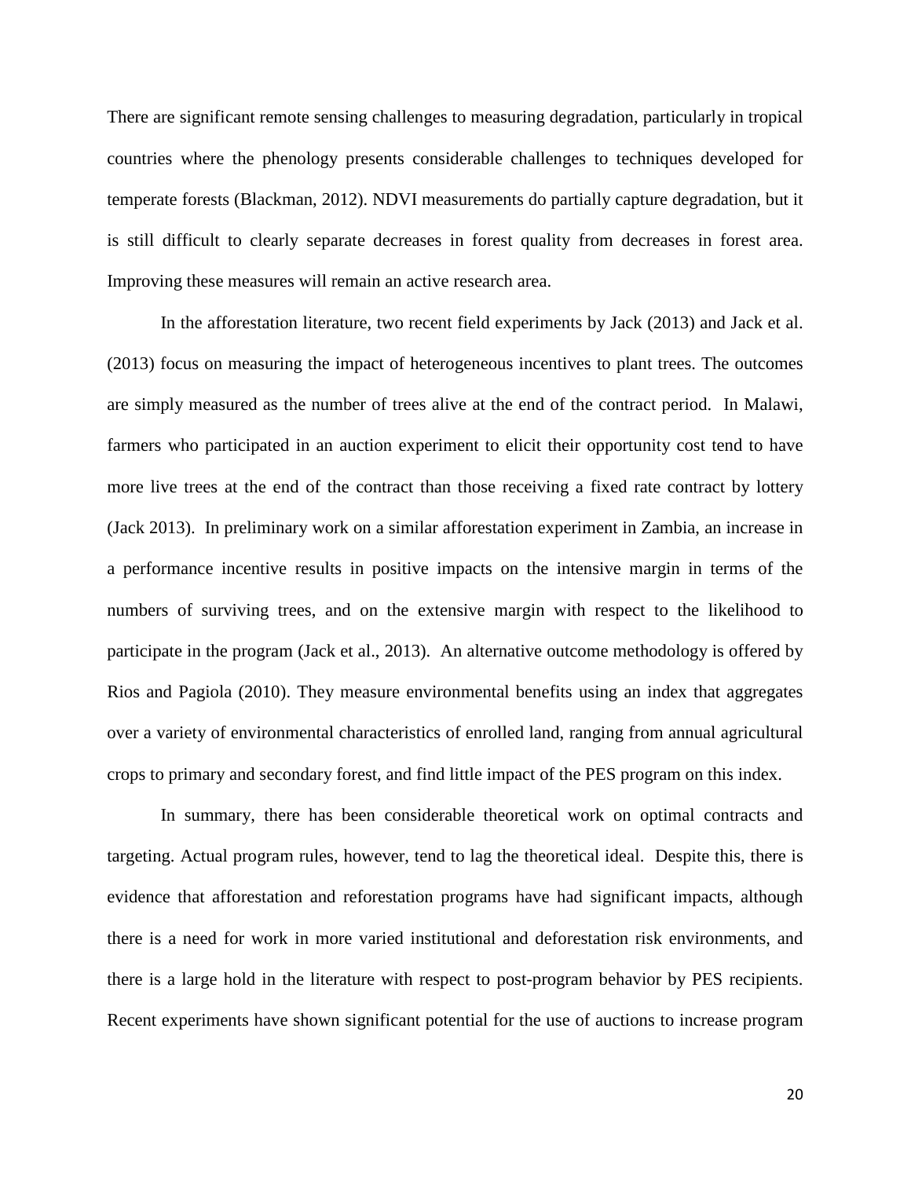There are significant remote sensing challenges to measuring degradation, particularly in tropical countries where the phenology presents considerable challenges to techniques developed for temperate forests (Blackman, 2012). NDVI measurements do partially capture degradation, but it is still difficult to clearly separate decreases in forest quality from decreases in forest area. Improving these measures will remain an active research area.

In the afforestation literature, two recent field experiments by Jack (2013) and Jack et al. (2013) focus on measuring the impact of heterogeneous incentives to plant trees. The outcomes are simply measured as the number of trees alive at the end of the contract period. In Malawi, farmers who participated in an auction experiment to elicit their opportunity cost tend to have more live trees at the end of the contract than those receiving a fixed rate contract by lottery (Jack 2013). In preliminary work on a similar afforestation experiment in Zambia, an increase in a performance incentive results in positive impacts on the intensive margin in terms of the numbers of surviving trees, and on the extensive margin with respect to the likelihood to participate in the program (Jack et al., 2013). An alternative outcome methodology is offered by Rios and Pagiola (2010). They measure environmental benefits using an index that aggregates over a variety of environmental characteristics of enrolled land, ranging from annual agricultural crops to primary and secondary forest, and find little impact of the PES program on this index.

In summary, there has been considerable theoretical work on optimal contracts and targeting. Actual program rules, however, tend to lag the theoretical ideal. Despite this, there is evidence that afforestation and reforestation programs have had significant impacts, although there is a need for work in more varied institutional and deforestation risk environments, and there is a large hold in the literature with respect to post-program behavior by PES recipients. Recent experiments have shown significant potential for the use of auctions to increase program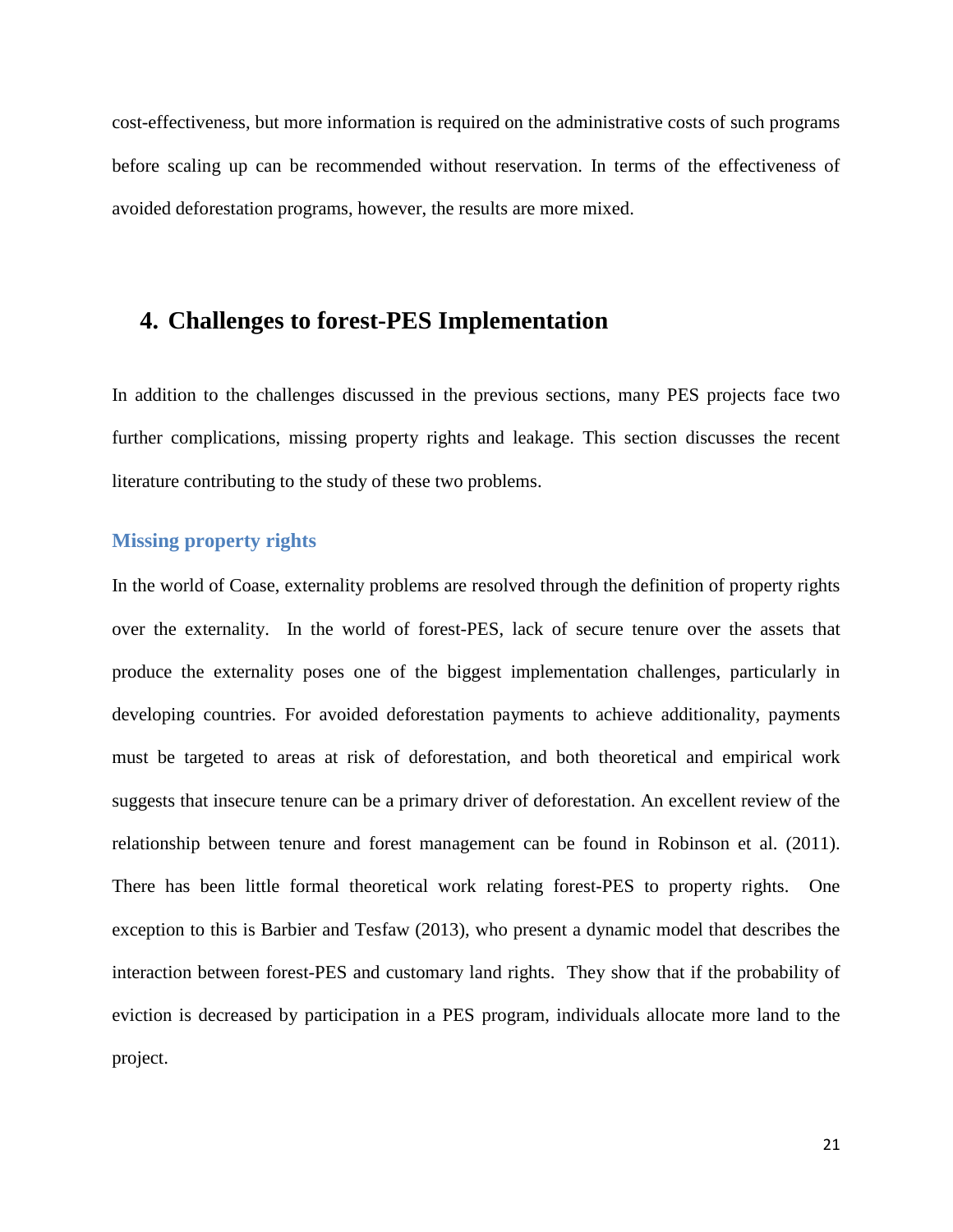cost-effectiveness, but more information is required on the administrative costs of such programs before scaling up can be recommended without reservation. In terms of the effectiveness of avoided deforestation programs, however, the results are more mixed.

## 4. Challenges to forest-PES Implementation

In addition to the challenges discussed in the previous sections, many PES projects face two further complications, missing property rights and leakage. This section discusses the recent literature contributing to the study of these two problems.

### Missing property rights

In the world of Coase, externality problems are resolved through the definition of property rights over the externality. In the world of forest-PES, lack of secure tenure over the assets that produce the externality poses one of the biggest implementation challenges, particularly in developing countries. For avoided deforestation payments to achieve additionality, payments must be targeted to areas at risk of deforestation, and both theoretical and empirical work suggests that insecure tenure can be a primary driver of deforestation. An excellent review of the relationship between tenure and forest management can be found in Robinson et al. (2011). There has been little formal theoretical work relating forest-PES to property rights. One exception to this is Barbier and Tesfaw (2013), who present a dynamic model that describes the interaction between forest-PES and customary land rights. They show that if the probability of eviction is decreased by participation in a PES program, individuals allocate more land to the project.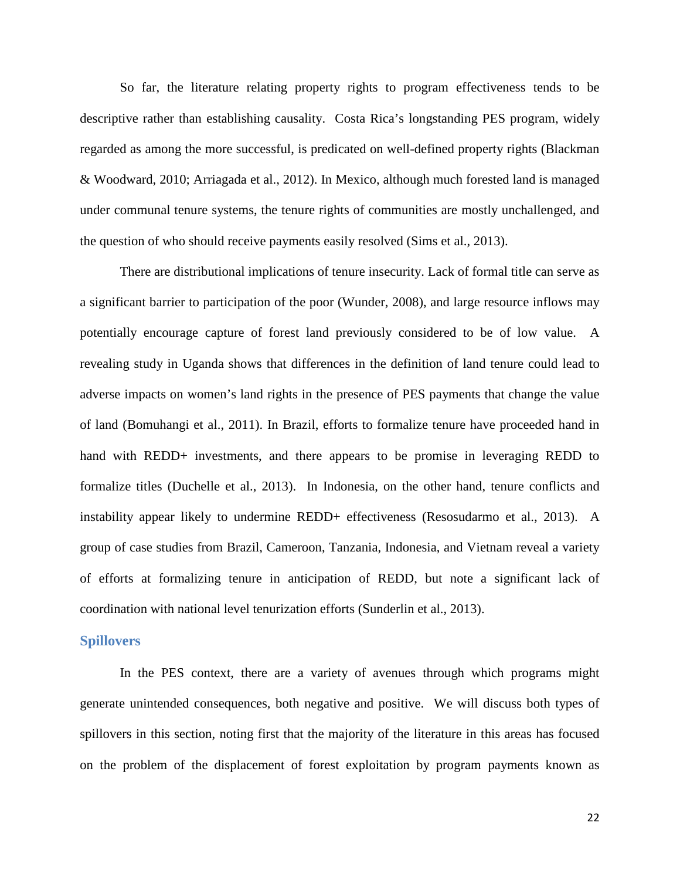So far, the literature relating property rights to program effectiveness tends to be descriptive rather than establishing causality. Costa Rica's longstanding PES program, widely regarded as among the more successful, is predicated on well-defined property rights (Blackman & Woodward, 2010; Arriagada et al., 2012). In Mexico, although much forested land is managed under communal tenure systems, the tenure rights of communities are mostly unchallenged, and the question of who should receive payments easily resolved (Sims et al., 2013).

There are distributional implications of tenure insecurity. Lack of formal title can serve as a significant barrier to participation of the poor (Wunder, 2008), and large resource inflows may potentially encourage capture of forest land previously considered to be of low value. A revealing study in Uganda shows that differences in the definition of land tenure could lead to adverse impacts on women's land rights in the presence of PES payments that change the value of land (Bomuhangi et al., 2011). In Brazil, efforts to formalize tenure have proceeded hand in hand with REDD+ investments, and there appears to be promise in leveraging REDD to formalize titles (Duchelle et al., 2013). In Indonesia, on the other hand, tenure conflicts and instability appear likely to undermine REDD+ effectiveness (Resosudarmo et al., 2013). A group of case studies from Brazil, Cameroon, Tanzania, Indonesia, and Vietnam reveal a variety of efforts at formalizing tenure in anticipation of REDD, but note a significant lack of coordination with national level tenurization efforts (Sunderlin et al., 2013).

## Spillovers

In the PES context, there are a variety of avenues through which programs might generate unintended consequences, both negative and positive. We will discuss both types of spillovers in this section, noting first that the majority of the literature in this areas has focused on the problem of the displacement of forest exploitation by program payments known as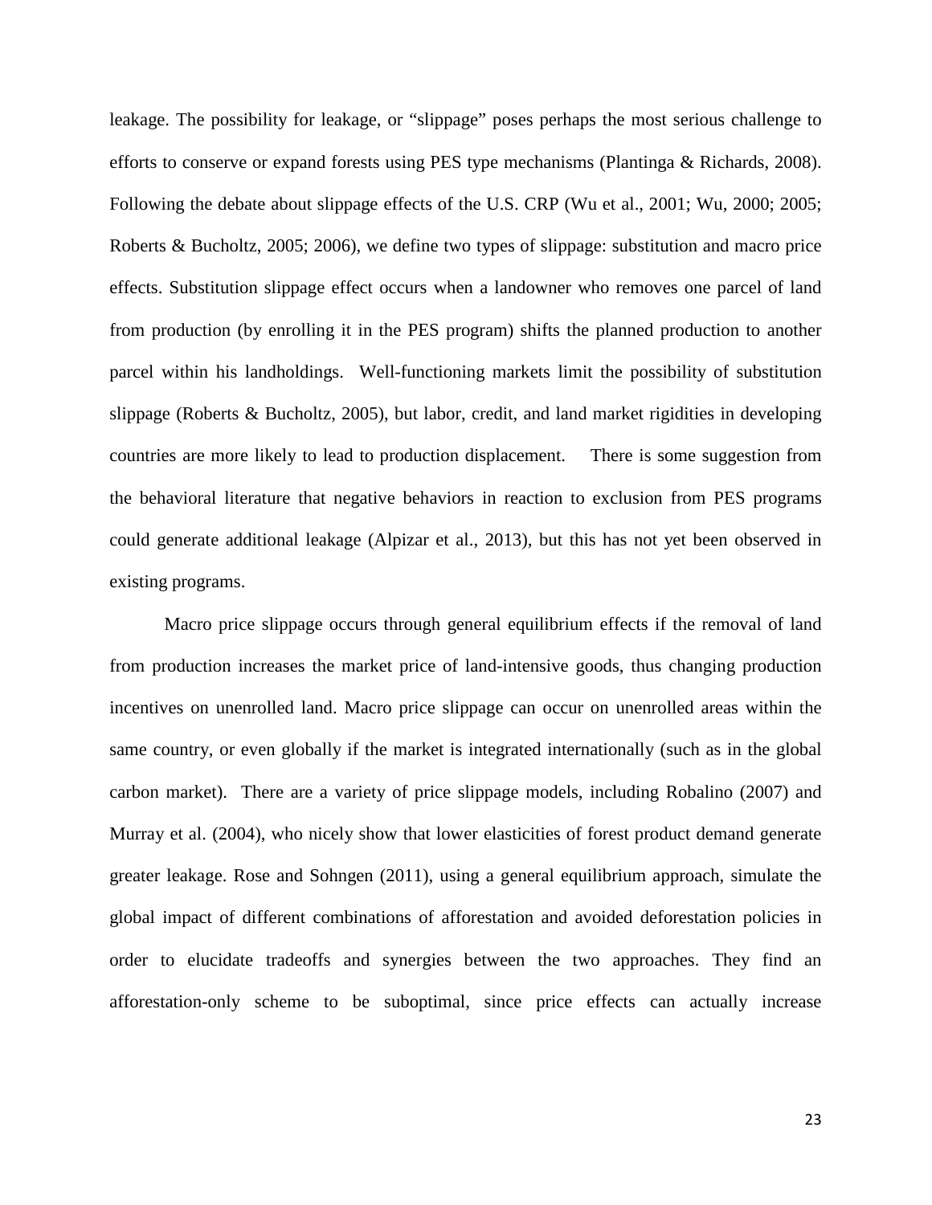leakage. The possibility for leakage, or "slippage" poses perhaps the most serious challenge to efforts to conserve or expand forests using PES type mechanisms (Plantinga & Richards, 2008). Following the debate about slippage effects of the U.S. CRP (Wu et al., 2001; Wu, 2000; 2005; Roberts & Bucholtz, 2005; 2006), we define two types of slippage: substitution and macro price effects. Substitution slippage effect occurs when a landowner who removes one parcel of land from production (by enrolling it in the PES program) shifts the planned production to another parcel within his landholdings. Well-functioning markets limit the possibility of substitution slippage (Roberts & Bucholtz, 2005), but labor, credit, and land market rigidities in developing countries are more likely to lead to production displacement. There is some suggestion from the behavioral literature that negative behaviors in reaction to exclusion from PES programs could generate additional leakage (Alpizar et al., 2013), but this has not yet been observed in existing programs.

Macro price slippage occurs through general equilibrium effects if the removal of land from production increases the market price of land-intensive goods, thus changing production incentives on unenrolled land. Macro price slippage can occur on unenrolled areas within the same country, or even globally if the market is integrated internationally (such as in the global carbon market). There are a variety of price slippage models, including Robalino (2007) and Murray et al. (2004), who nicely show that lower elasticities of forest product demand generate greater leakage. Rose and Sohngen (2011), using a general equilibrium approach, simulate the global impact of different combinations of afforestation and avoided deforestation policies in order to elucidate tradeoffs and synergies between the two approaches. They find an afforestation-only scheme to be suboptimal, since price effects can actually increase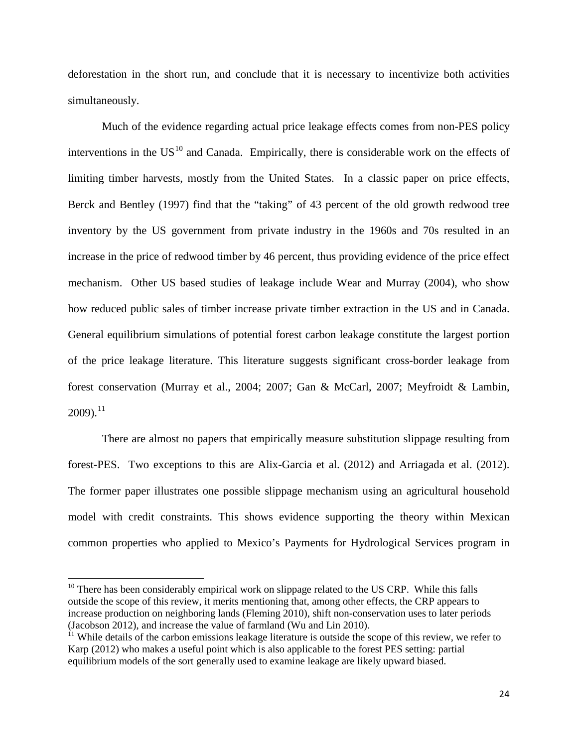deforestation in the short run, and conclude that it is necessary to incentivize both activities simultaneously.

Much of the evidence regarding actual price leakage effects comes from non-PES policy interventions in the US[10] and Canada. Empirically, there is considerable work on the effects of limiting timber harvests, mostly from the United States. In a classic paper on price effects, Berck and Bentley (1997) find that the "taking" of 43 percent of the old growth redwood tree inventory by the US government from private industry in the 1960s and 70s resulted in an increase in the price of redwood timber by 46 percent, thus providing evidence of the price effect mechanism. Other US based studies of leakage include Wear and Murray (2004), who show how reduced public sales of timber increase private timber extraction in the US and in Canada. General equilibrium simulations of potential forest carbon leakage constitute the largest portion of the price leakage literature. This literature suggests significant cross-border leakage from forest conservation (Murray et al., 2004; 2007; Gan & McCarl, 2007; Meyfroidt & Lambin, 2009).[11]

There are almost no papers that empirically measure substitution slippage resulting from forest-PES. Two exceptions to this are Alix-Garcia et al. (2012) and Arriagada et al. (2012). The former paper illustrates one possible slippage mechanism using an agricultural household model with credit constraints. This shows evidence supporting the theory within Mexican common properties who applied to Mexico's Payments for Hydrological Services program in

---

[10] There has been considerably empirical work on slippage related to the US CRP. While this falls outside the scope of this review, it merits mentioning that, among other effects, the CRP appears to increase production on neighboring lands (Fleming 2010), shift non-conservation uses to later periods (Jacobson 2012), and increase the value of farmland (Wu and Lin 2010).

[11] While details of the carbon emissions leakage literature is outside the scope of this review, we refer to Karp (2012) who makes a useful point which is also applicable to the forest PES setting: partial equilibrium models of the sort generally used to examine leakage are likely upward biased.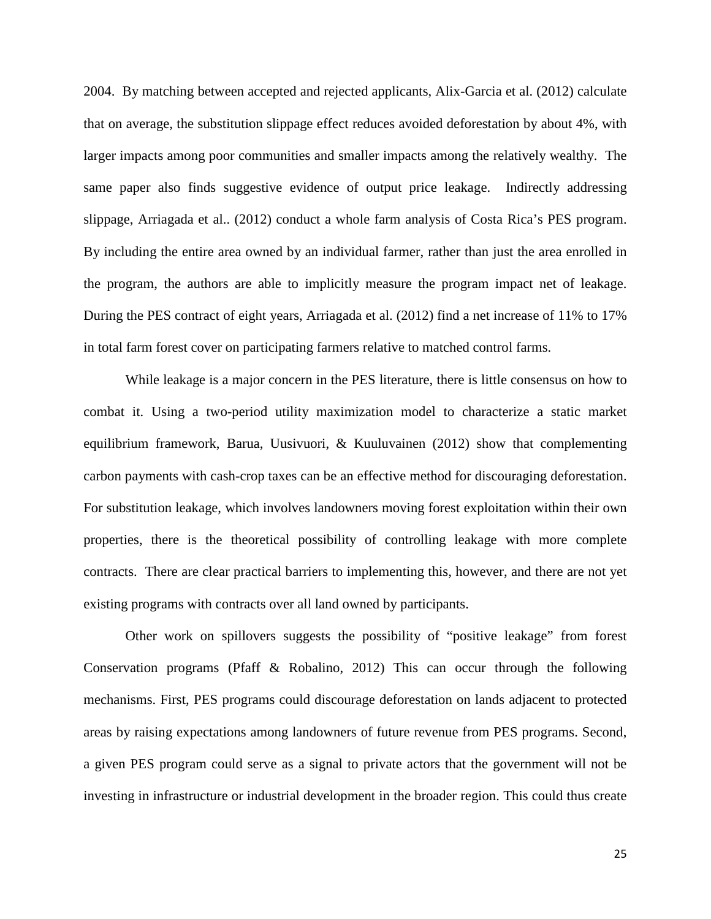2004. By matching between accepted and rejected applicants, Alix-Garcia et al. (2012) calculate that on average, the substitution slippage effect reduces avoided deforestation by about 4%, with larger impacts among poor communities and smaller impacts among the relatively wealthy. The same paper also finds suggestive evidence of output price leakage. Indirectly addressing slippage, Arriagada et al.. (2012) conduct a whole farm analysis of Costa Rica's PES program. By including the entire area owned by an individual farmer, rather than just the area enrolled in the program, the authors are able to implicitly measure the program impact net of leakage. During the PES contract of eight years, Arriagada et al. (2012) find a net increase of 11% to 17% in total farm forest cover on participating farmers relative to matched control farms.

While leakage is a major concern in the PES literature, there is little consensus on how to combat it. Using a two-period utility maximization model to characterize a static market equilibrium framework, Barua, Uusivuori, & Kuuluvainen (2012) show that complementing carbon payments with cash-crop taxes can be an effective method for discouraging deforestation. For substitution leakage, which involves landowners moving forest exploitation within their own properties, there is the theoretical possibility of controlling leakage with more complete contracts. There are clear practical barriers to implementing this, however, and there are not yet existing programs with contracts over all land owned by participants.

Other work on spillovers suggests the possibility of "positive leakage" from forest Conservation programs (Pfaff & Robalino, 2012) This can occur through the following mechanisms. First, PES programs could discourage deforestation on lands adjacent to protected areas by raising expectations among landowners of future revenue from PES programs. Second, a given PES program could serve as a signal to private actors that the government will not be investing in infrastructure or industrial development in the broader region. This could thus create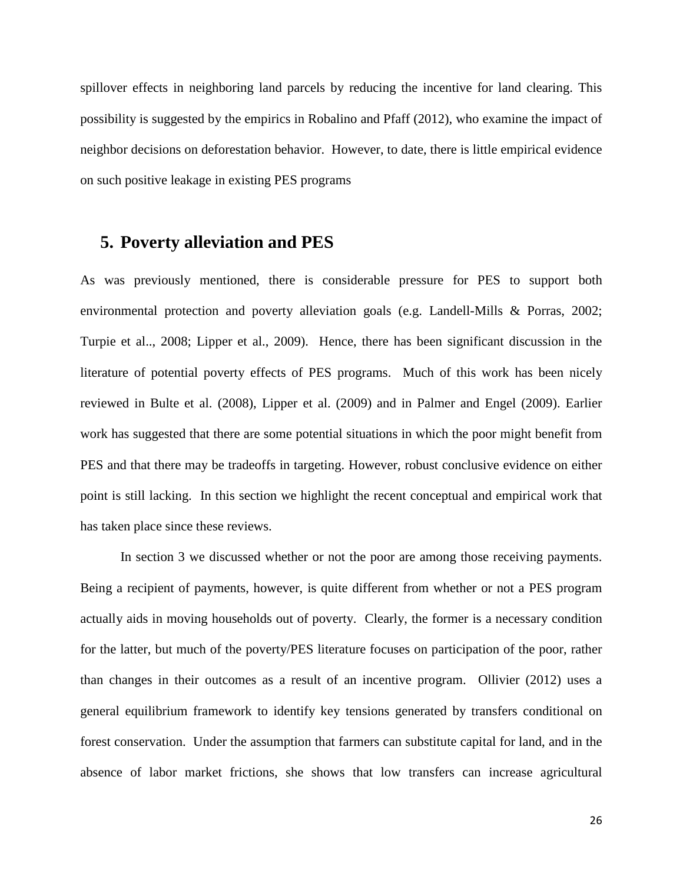spillover effects in neighboring land parcels by reducing the incentive for land clearing. This possibility is suggested by the empirics in Robalino and Pfaff (2012), who examine the impact of neighbor decisions on deforestation behavior. However, to date, there is little empirical evidence on such positive leakage in existing PES programs

## 5. Poverty alleviation and PES

As was previously mentioned, there is considerable pressure for PES to support both environmental protection and poverty alleviation goals (e.g. Landell-Mills & Porras, 2002; Turpie et al.., 2008; Lipper et al., 2009). Hence, there has been significant discussion in the literature of potential poverty effects of PES programs. Much of this work has been nicely reviewed in Bulte et al. (2008), Lipper et al. (2009) and in Palmer and Engel (2009). Earlier work has suggested that there are some potential situations in which the poor might benefit from PES and that there may be tradeoffs in targeting. However, robust conclusive evidence on either point is still lacking. In this section we highlight the recent conceptual and empirical work that has taken place since these reviews.

In section 3 we discussed whether or not the poor are among those receiving payments. Being a recipient of payments, however, is quite different from whether or not a PES program actually aids in moving households out of poverty. Clearly, the former is a necessary condition for the latter, but much of the poverty/PES literature focuses on participation of the poor, rather than changes in their outcomes as a result of an incentive program. Ollivier (2012) uses a general equilibrium framework to identify key tensions generated by transfers conditional on forest conservation. Under the assumption that farmers can substitute capital for land, and in the absence of labor market frictions, she shows that low transfers can increase agricultural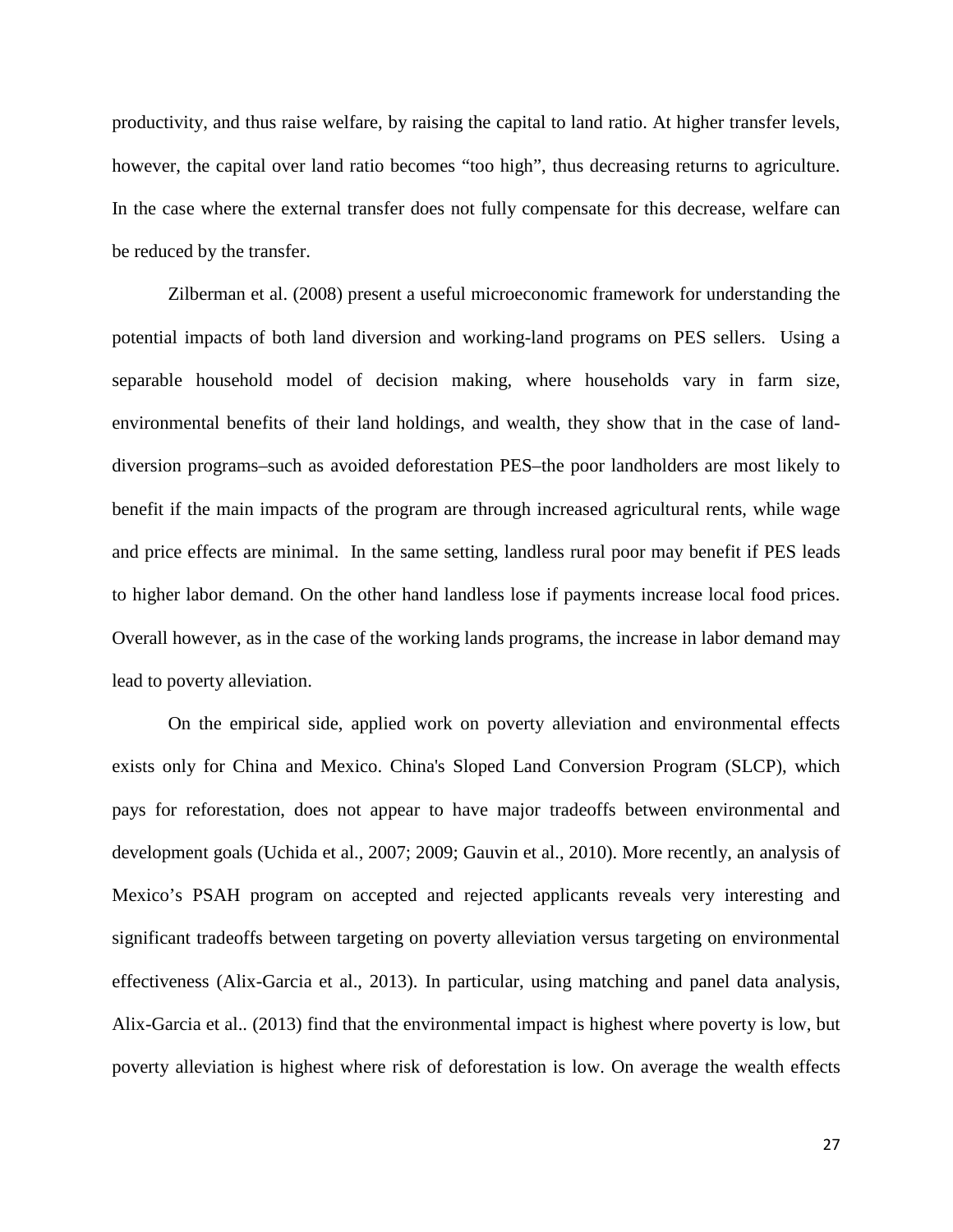productivity, and thus raise welfare, by raising the capital to land ratio. At higher transfer levels, however, the capital over land ratio becomes "too high", thus decreasing returns to agriculture. In the case where the external transfer does not fully compensate for this decrease, welfare can be reduced by the transfer.

Zilberman et al. (2008) present a useful microeconomic framework for understanding the potential impacts of both land diversion and working-land programs on PES sellers. Using a separable household model of decision making, where households vary in farm size, environmental benefits of their land holdings, and wealth, they show that in the case of land-diversion programs–such as avoided deforestation PES–the poor landholders are most likely to benefit if the main impacts of the program are through increased agricultural rents, while wage and price effects are minimal. In the same setting, landless rural poor may benefit if PES leads to higher labor demand. On the other hand landless lose if payments increase local food prices. Overall however, as in the case of the working lands programs, the increase in labor demand may lead to poverty alleviation.

On the empirical side, applied work on poverty alleviation and environmental effects exists only for China and Mexico. China's Sloped Land Conversion Program (SLCP), which pays for reforestation, does not appear to have major tradeoffs between environmental and development goals (Uchida et al., 2007; 2009; Gauvin et al., 2010). More recently, an analysis of Mexico's PSAH program on accepted and rejected applicants reveals very interesting and significant tradeoffs between targeting on poverty alleviation versus targeting on environmental effectiveness (Alix-Garcia et al., 2013). In particular, using matching and panel data analysis, Alix-Garcia et al.. (2013) find that the environmental impact is highest where poverty is low, but poverty alleviation is highest where risk of deforestation is low. On average the wealth effects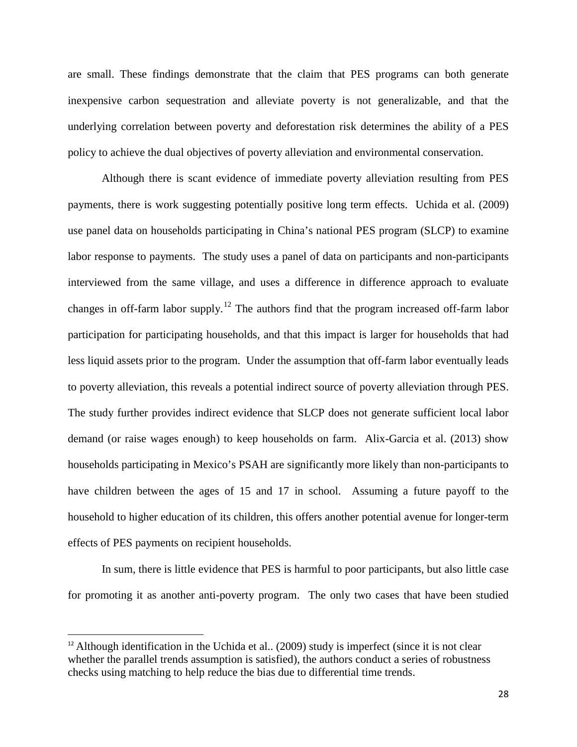are small. These findings demonstrate that the claim that PES programs can both generate inexpensive carbon sequestration and alleviate poverty is not generalizable, and that the underlying correlation between poverty and deforestation risk determines the ability of a PES policy to achieve the dual objectives of poverty alleviation and environmental conservation.

Although there is scant evidence of immediate poverty alleviation resulting from PES payments, there is work suggesting potentially positive long term effects. Uchida et al. (2009) use panel data on households participating in China's national PES program (SLCP) to examine labor response to payments. The study uses a panel of data on participants and non-participants interviewed from the same village, and uses a difference in difference approach to evaluate changes in off-farm labor supply.[12] The authors find that the program increased off-farm labor participation for participating households, and that this impact is larger for households that had less liquid assets prior to the program. Under the assumption that off-farm labor eventually leads to poverty alleviation, this reveals a potential indirect source of poverty alleviation through PES. The study further provides indirect evidence that SLCP does not generate sufficient local labor demand (or raise wages enough) to keep households on farm. Alix-Garcia et al. (2013) show households participating in Mexico's PSAH are significantly more likely than non-participants to have children between the ages of 15 and 17 in school. Assuming a future payoff to the household to higher education of its children, this offers another potential avenue for longer-term effects of PES payments on recipient households.

In sum, there is little evidence that PES is harmful to poor participants, but also little case for promoting it as another anti-poverty program. The only two cases that have been studied

---

[12] Although identification in the Uchida et al.. (2009) study is imperfect (since it is not clear whether the parallel trends assumption is satisfied), the authors conduct a series of robustness checks using matching to help reduce the bias due to differential time trends.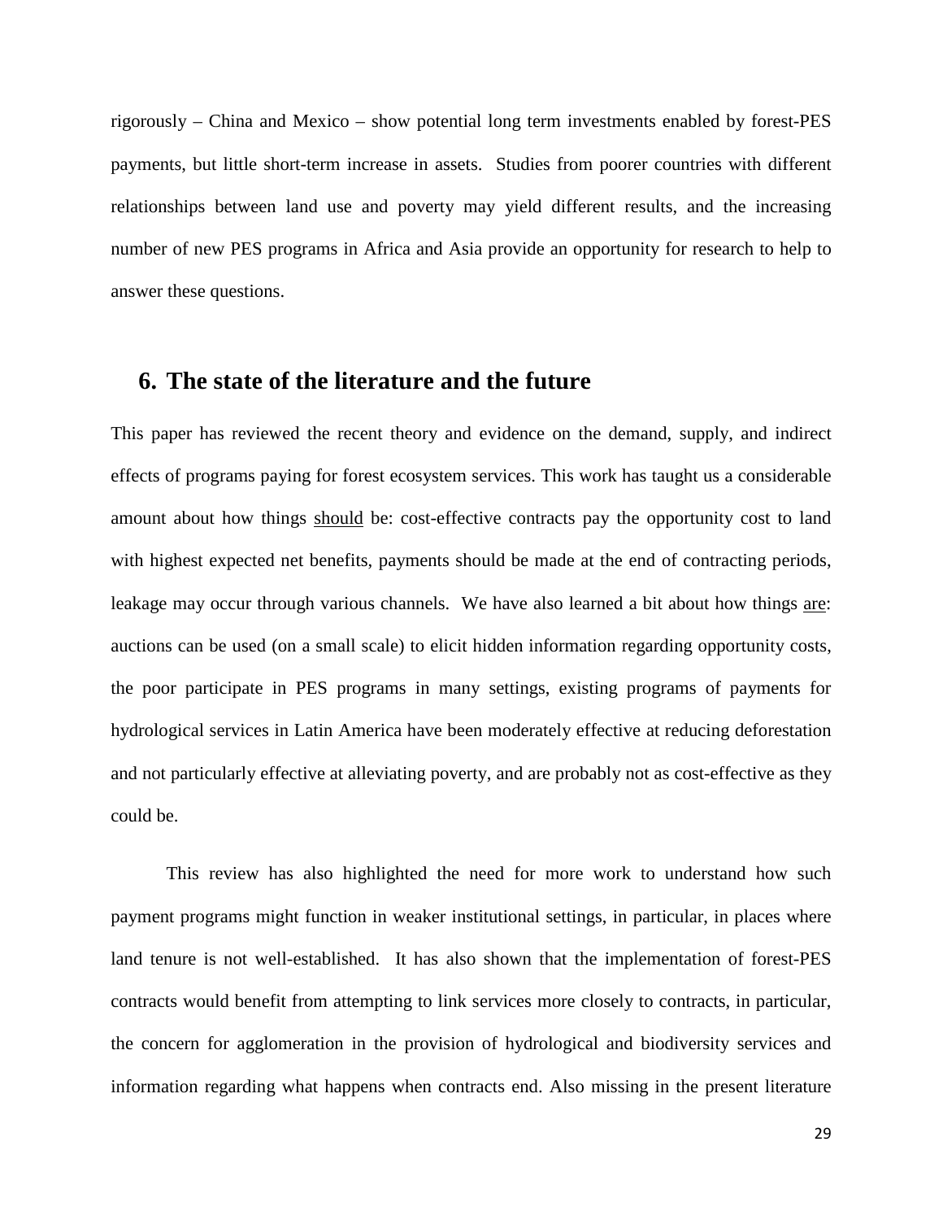rigorously – China and Mexico – show potential long term investments enabled by forest-PES payments, but little short-term increase in assets. Studies from poorer countries with different relationships between land use and poverty may yield different results, and the increasing number of new PES programs in Africa and Asia provide an opportunity for research to help to answer these questions.

## 6. The state of the literature and the future

This paper has reviewed the recent theory and evidence on the demand, supply, and indirect effects of programs paying for forest ecosystem services. This work has taught us a considerable amount about how things <u>should</u> be: cost-effective contracts pay the opportunity cost to land with highest expected net benefits, payments should be made at the end of contracting periods, leakage may occur through various channels. We have also learned a bit about how things <u>are</u>: auctions can be used (on a small scale) to elicit hidden information regarding opportunity costs, the poor participate in PES programs in many settings, existing programs of payments for hydrological services in Latin America have been moderately effective at reducing deforestation and not particularly effective at alleviating poverty, and are probably not as cost-effective as they could be.

This review has also highlighted the need for more work to understand how such payment programs might function in weaker institutional settings, in particular, in places where land tenure is not well-established. It has also shown that the implementation of forest-PES contracts would benefit from attempting to link services more closely to contracts, in particular, the concern for agglomeration in the provision of hydrological and biodiversity services and information regarding what happens when contracts end. Also missing in the present literature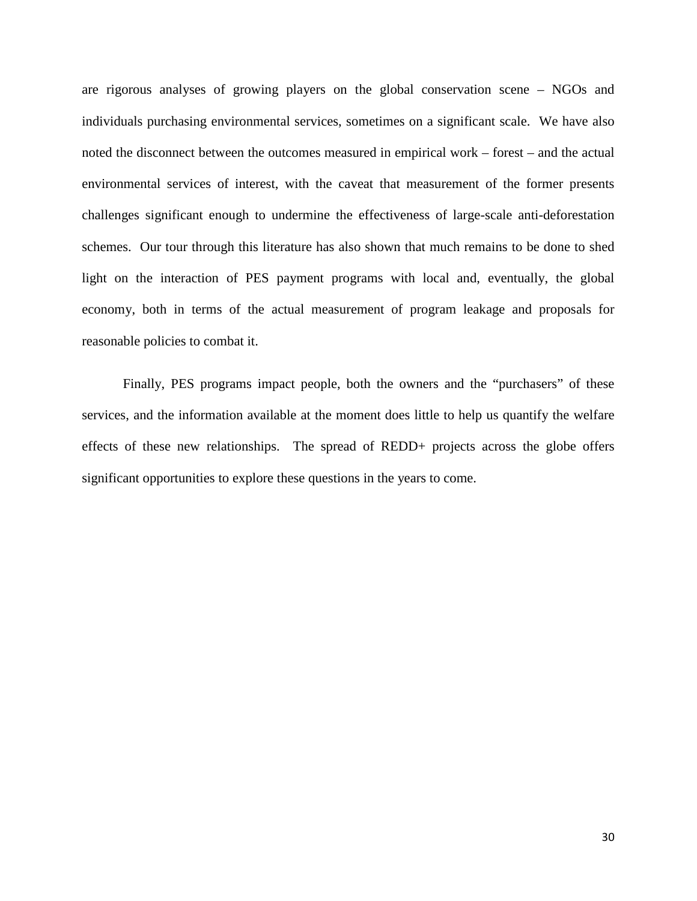are rigorous analyses of growing players on the global conservation scene – NGOs and individuals purchasing environmental services, sometimes on a significant scale. We have also noted the disconnect between the outcomes measured in empirical work – forest – and the actual environmental services of interest, with the caveat that measurement of the former presents challenges significant enough to undermine the effectiveness of large-scale anti-deforestation schemes. Our tour through this literature has also shown that much remains to be done to shed light on the interaction of PES payment programs with local and, eventually, the global economy, both in terms of the actual measurement of program leakage and proposals for reasonable policies to combat it.

Finally, PES programs impact people, both the owners and the "purchasers" of these services, and the information available at the moment does little to help us quantify the welfare effects of these new relationships. The spread of REDD+ projects across the globe offers significant opportunities to explore these questions in the years to come.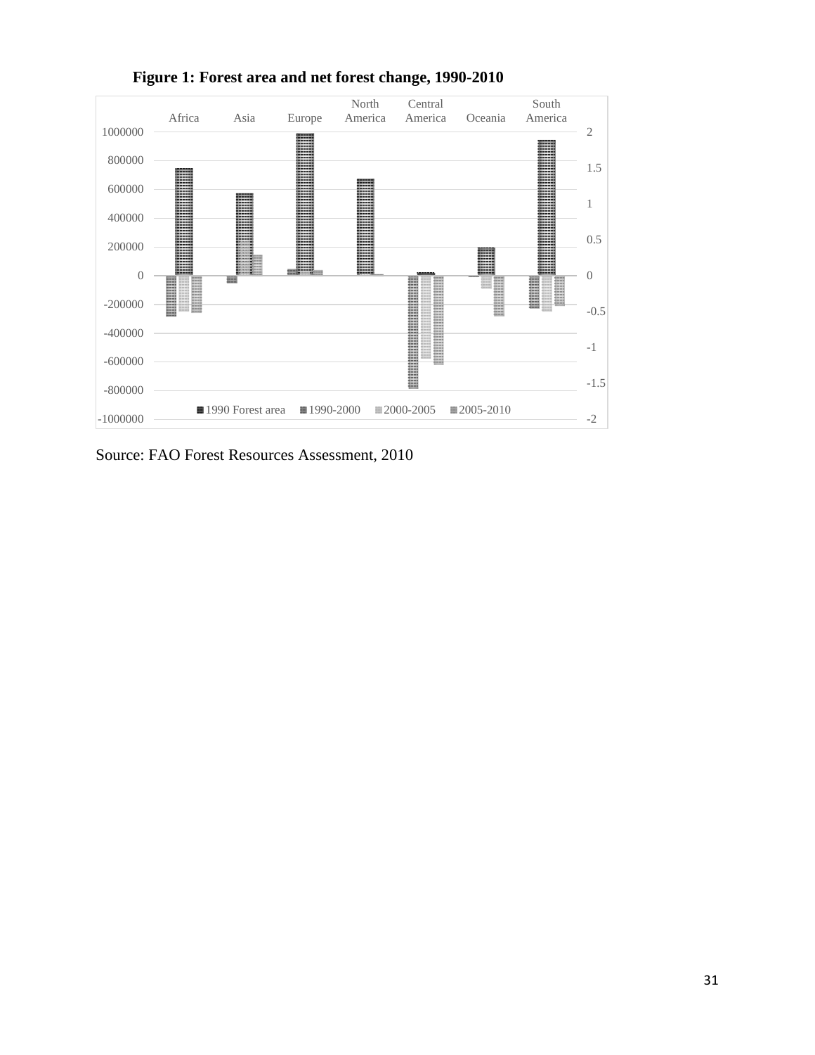**Figure 1: Forest area and net forest change, 1990-2010**

Source: FAO Forest Resources Assessment, 2010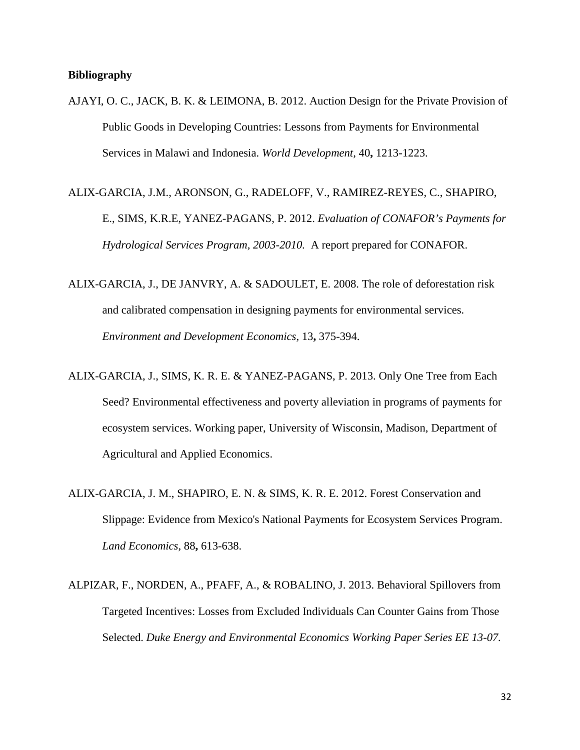**Bibliography**

AJAYI, O. C., JACK, B. K. & LEIMONA, B. 2012. Auction Design for the Private Provision of Public Goods in Developing Countries: Lessons from Payments for Environmental Services in Malawi and Indonesia. *World Development,* 40**,** 1213-1223.

ALIX-GARCIA, J.M., ARONSON, G., RADELOFF, V., RAMIREZ-REYES, C., SHAPIRO, E., SIMS, K.R.E, YANEZ-PAGANS, P. 2012. *Evaluation of CONAFOR's Payments for Hydrological Services Program, 2003-2010.* A report prepared for CONAFOR.

ALIX-GARCIA, J., DE JANVRY, A. & SADOULET, E. 2008. The role of deforestation risk and calibrated compensation in designing payments for environmental services. *Environment and Development Economics*, 13**,** 375-394.

ALIX-GARCIA, J., SIMS, K. R. E. & YANEZ-PAGANS, P. 2013. Only One Tree from Each Seed? Environmental effectiveness and poverty alleviation in programs of payments for ecosystem services. Working paper, University of Wisconsin, Madison, Department of Agricultural and Applied Economics.

ALIX-GARCIA, J. M., SHAPIRO, E. N. & SIMS, K. R. E. 2012. Forest Conservation and Slippage: Evidence from Mexico's National Payments for Ecosystem Services Program. *Land Economics,* 88**,** 613-638.

ALPIZAR, F., NORDEN, A., PFAFF, A., & ROBALINO, J. 2013. Behavioral Spillovers from Targeted Incentives: Losses from Excluded Individuals Can Counter Gains from Those Selected. *Duke Energy and Environmental Economics Working Paper Series EE 13-07.*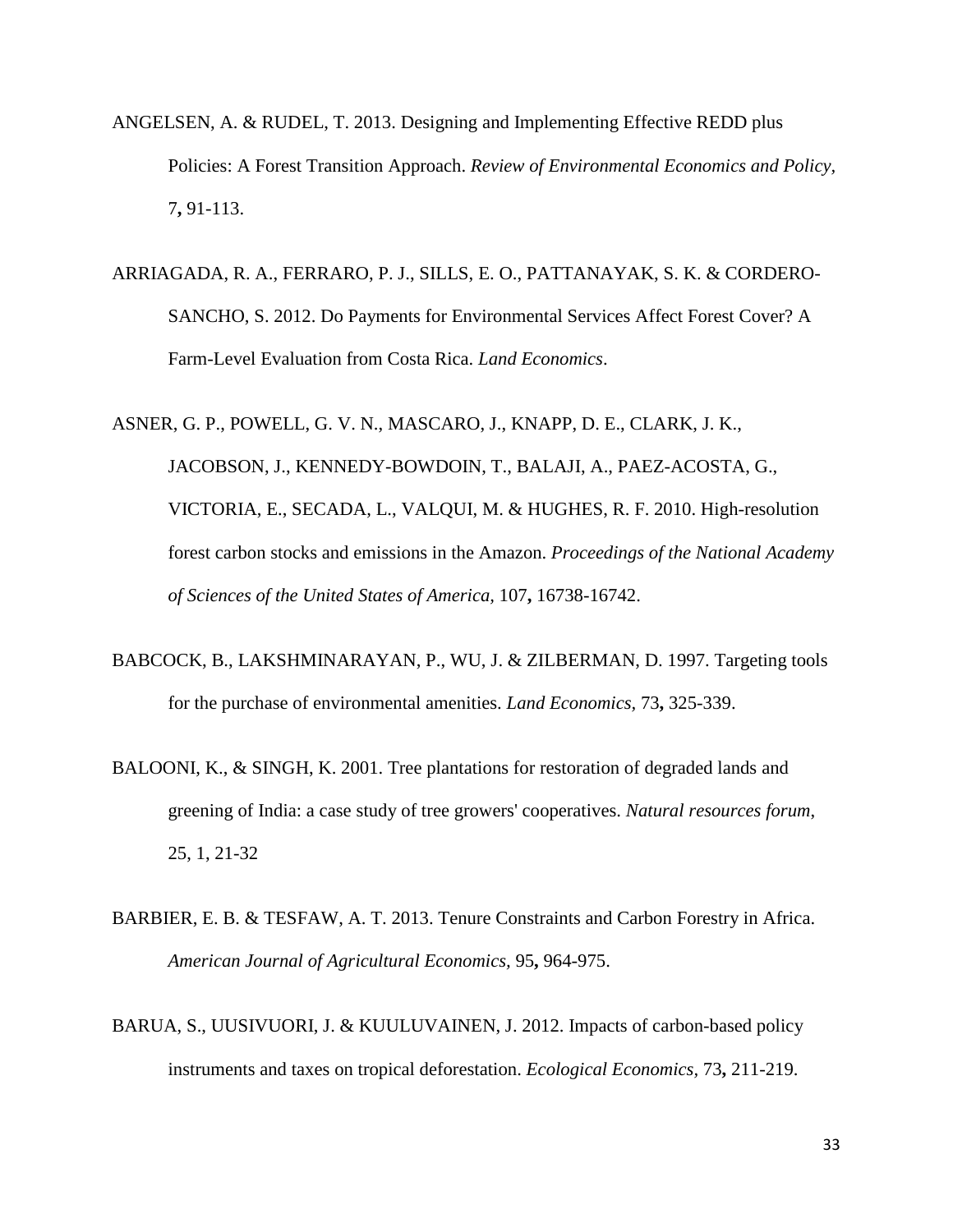ANGELSEN, A. & RUDEL, T. 2013. Designing and Implementing Effective REDD plus Policies: A Forest Transition Approach. *Review of Environmental Economics and Policy,* 7**,** 91-113.

ARRIAGADA, R. A., FERRARO, P. J., SILLS, E. O., PATTANAYAK, S. K. & CORDERO-SANCHO, S. 2012. Do Payments for Environmental Services Affect Forest Cover? A Farm-Level Evaluation from Costa Rica. *Land Economics*.

ASNER, G. P., POWELL, G. V. N., MASCARO, J., KNAPP, D. E., CLARK, J. K., JACOBSON, J., KENNEDY-BOWDOIN, T., BALAJI, A., PAEZ-ACOSTA, G., VICTORIA, E., SECADA, L., VALQUI, M. & HUGHES, R. F. 2010. High-resolution forest carbon stocks and emissions in the Amazon. *Proceedings of the National Academy of Sciences of the United States of America,* 107**,** 16738-16742.

BABCOCK, B., LAKSHMINARAYAN, P., WU, J. & ZILBERMAN, D. 1997. Targeting tools for the purchase of environmental amenities. *Land Economics,* 73**,** 325-339.

BALOONI, K., & SINGH, K. 2001. Tree plantations for restoration of degraded lands and greening of India: a case study of tree growers' cooperatives. *Natural resources forum,* 25, 1, 21-32

BARBIER, E. B. & TESFAW, A. T. 2013. Tenure Constraints and Carbon Forestry in Africa. *American Journal of Agricultural Economics,* 95**,** 964-975.

BARUA, S., UUSIVUORI, J. & KUULUVAINEN, J. 2012. Impacts of carbon-based policy instruments and taxes on tropical deforestation. *Ecological Economics,* 73**,** 211-219.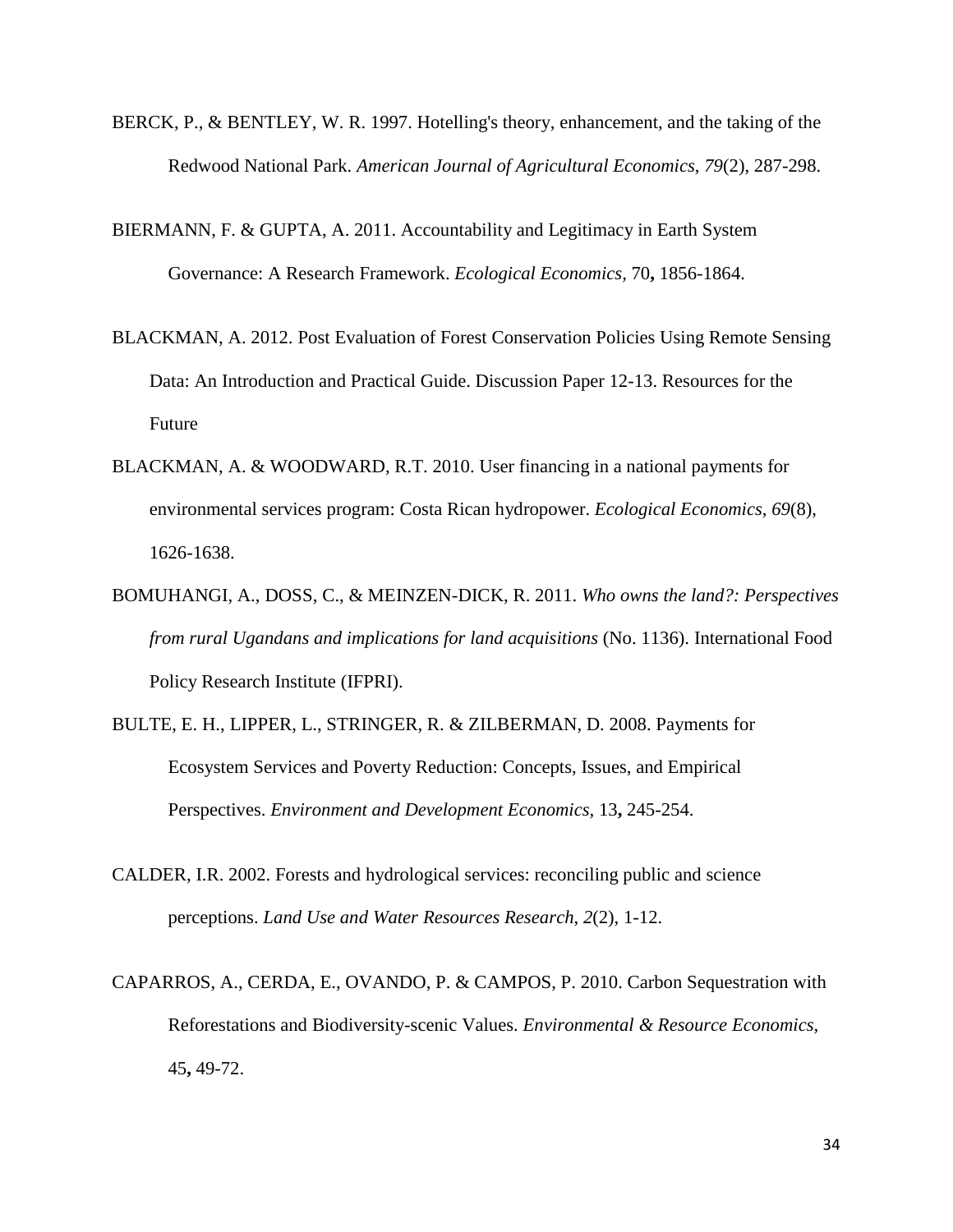BERCK, P., & BENTLEY, W. R. 1997. Hotelling's theory, enhancement, and the taking of the Redwood National Park. *American Journal of Agricultural Economics*, *79*(2), 287-298.

BIERMANN, F. & GUPTA, A. 2011. Accountability and Legitimacy in Earth System Governance: A Research Framework. *Ecological Economics,* 70**,** 1856-1864.

BLACKMAN, A. 2012. Post Evaluation of Forest Conservation Policies Using Remote Sensing Data: An Introduction and Practical Guide. Discussion Paper 12-13. Resources for the Future

BLACKMAN, A. & WOODWARD, R.T. 2010. User financing in a national payments for environmental services program: Costa Rican hydropower. *Ecological Economics*, *69*(8), 1626-1638.

BOMUHANGI, A., DOSS, C., & MEINZEN-DICK, R. 2011. *Who owns the land?: Perspectives from rural Ugandans and implications for land acquisitions* (No. 1136). International Food Policy Research Institute (IFPRI).

BULTE, E. H., LIPPER, L., STRINGER, R. & ZILBERMAN, D. 2008. Payments for Ecosystem Services and Poverty Reduction: Concepts, Issues, and Empirical Perspectives. *Environment and Development Economics,* 13**,** 245-254.

CALDER, I.R. 2002. Forests and hydrological services: reconciling public and science perceptions. *Land Use and Water Resources Research*, *2*(2), 1-12.

CAPARROS, A., CERDA, E., OVANDO, P. & CAMPOS, P. 2010. Carbon Sequestration with Reforestations and Biodiversity-scenic Values. *Environmental & Resource Economics,* 45**,** 49-72.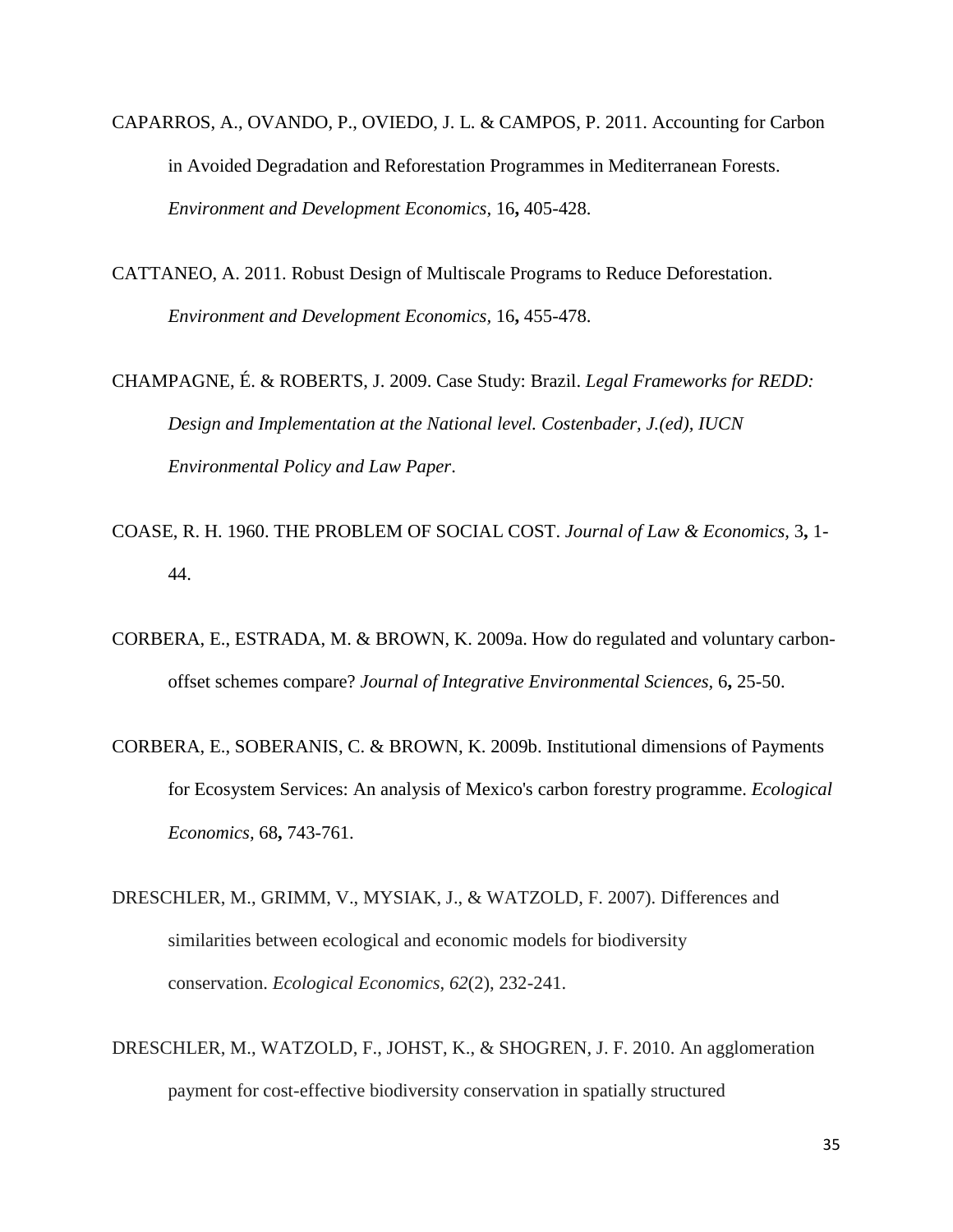CAPARROS, A., OVANDO, P., OVIEDO, J. L. & CAMPOS, P. 2011. Accounting for Carbon in Avoided Degradation and Reforestation Programmes in Mediterranean Forests. *Environment and Development Economics,* 16**,** 405-428.

CATTANEO, A. 2011. Robust Design of Multiscale Programs to Reduce Deforestation. *Environment and Development Economics,* 16**,** 455-478.

CHAMPAGNE, É. & ROBERTS, J. 2009. Case Study: Brazil. *Legal Frameworks for REDD: Design and Implementation at the National level. Costenbader, J.(ed), IUCN Environmental Policy and Law Paper*.

COASE, R. H. 1960. THE PROBLEM OF SOCIAL COST. *Journal of Law & Economics,* 3**,** 1-44.

CORBERA, E., ESTRADA, M. & BROWN, K. 2009a. How do regulated and voluntary carbon-offset schemes compare? *Journal of Integrative Environmental Sciences,* 6**,** 25-50.

CORBERA, E., SOBERANIS, C. & BROWN, K. 2009b. Institutional dimensions of Payments for Ecosystem Services: An analysis of Mexico's carbon forestry programme. *Ecological Economics,* 68**,** 743-761.

DRESCHLER, M., GRIMM, V., MYSIAK, J., & WATZOLD, F. 2007). Differences and similarities between ecological and economic models for biodiversity conservation. *Ecological Economics*, *62*(2), 232-241.

DRESCHLER, M., WATZOLD, F., JOHST, K., & SHOGREN, J. F. 2010. An agglomeration payment for cost-effective biodiversity conservation in spatially structured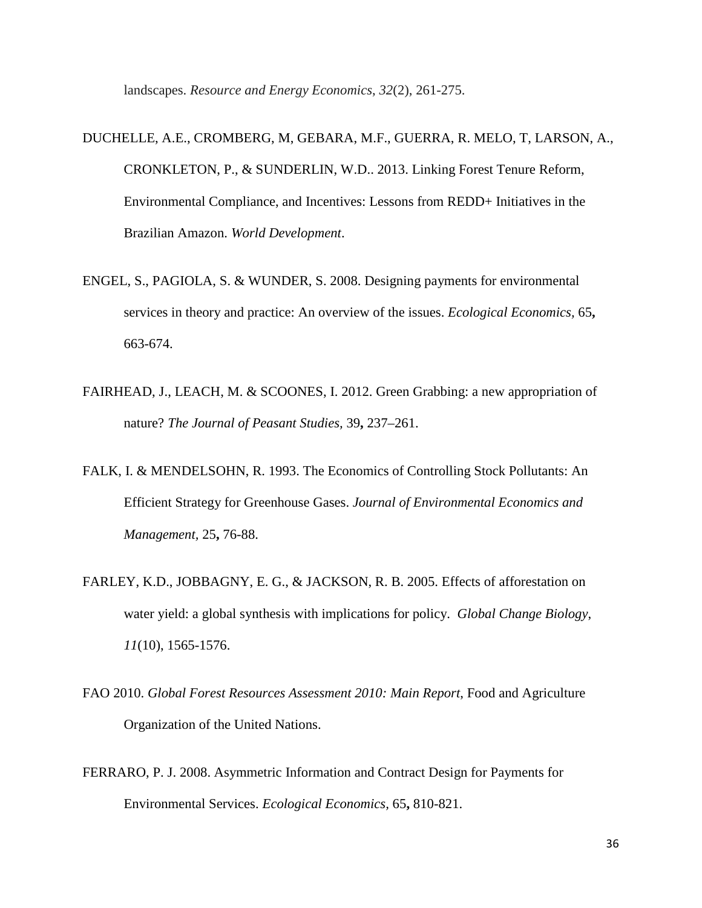landscapes. *Resource and Energy Economics*, *32*(2), 261-275.

DUCHELLE, A.E., CROMBERG, M, GEBARA, M.F., GUERRA, R. MELO, T, LARSON, A., CRONKLETON, P., & SUNDERLIN, W.D.. 2013. Linking Forest Tenure Reform, Environmental Compliance, and Incentives: Lessons from REDD+ Initiatives in the Brazilian Amazon. *World Development*.

ENGEL, S., PAGIOLA, S. & WUNDER, S. 2008. Designing payments for environmental services in theory and practice: An overview of the issues. *Ecological Economics,* 65**,** 663-674.

FAIRHEAD, J., LEACH, M. & SCOONES, I. 2012. Green Grabbing: a new appropriation of nature? *The Journal of Peasant Studies,* 39**,** 237–261.

FALK, I. & MENDELSOHN, R. 1993. The Economics of Controlling Stock Pollutants: An Efficient Strategy for Greenhouse Gases. *Journal of Environmental Economics and Management,* 25**,** 76-88.

FARLEY, K.D., JOBBAGNY, E. G., & JACKSON, R. B. 2005. Effects of afforestation on water yield: a global synthesis with implications for policy. *Global Change Biology*, *11*(10), 1565-1576.

FAO 2010. *Global Forest Resources Assessment 2010: Main Report,* Food and Agriculture Organization of the United Nations.

FERRARO, P. J. 2008. Asymmetric Information and Contract Design for Payments for Environmental Services. *Ecological Economics,* 65**,** 810-821.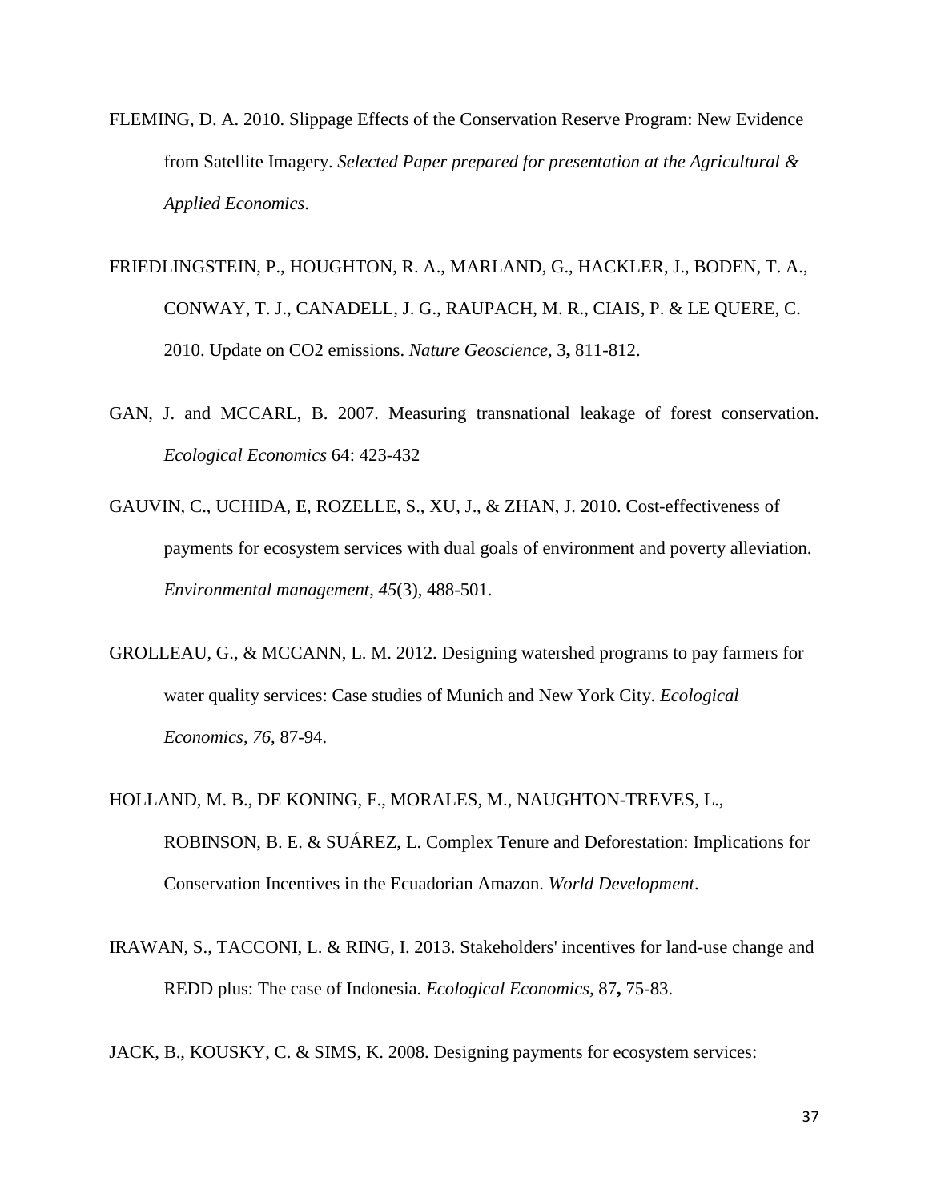FLEMING, D. A. 2010. Slippage Effects of the Conservation Reserve Program: New Evidence from Satellite Imagery. *Selected Paper prepared for presentation at the Agricultural & Applied Economics*.

FRIEDLINGSTEIN, P., HOUGHTON, R. A., MARLAND, G., HACKLER, J., BODEN, T. A., CONWAY, T. J., CANADELL, J. G., RAUPACH, M. R., CIAIS, P. & LE QUERE, C. 2010. Update on CO2 emissions. *Nature Geoscience*, 3**,** 811-812.

GAN, J. and MCCARL, B. 2007. Measuring transnational leakage of forest conservation. *Ecological Economics* 64: 423-432

GAUVIN, C., UCHIDA, E, ROZELLE, S., XU, J., & ZHAN, J. 2010. Cost-effectiveness of payments for ecosystem services with dual goals of environment and poverty alleviation. *Environmental management*, *45*(3), 488-501.

GROLLEAU, G., & MCCANN, L. M. 2012. Designing watershed programs to pay farmers for water quality services: Case studies of Munich and New York City. *Ecological Economics*, *76*, 87-94.

HOLLAND, M. B., DE KONING, F., MORALES, M., NAUGHTON-TREVES, L., ROBINSON, B. E. & SUÁREZ, L. Complex Tenure and Deforestation: Implications for Conservation Incentives in the Ecuadorian Amazon. *World Development*.

IRAWAN, S., TACCONI, L. & RING, I. 2013. Stakeholders' incentives for land-use change and REDD plus: The case of Indonesia. *Ecological Economics*, 87**,** 75-83.

JACK, B., KOUSKY, C. & SIMS, K. 2008. Designing payments for ecosystem services: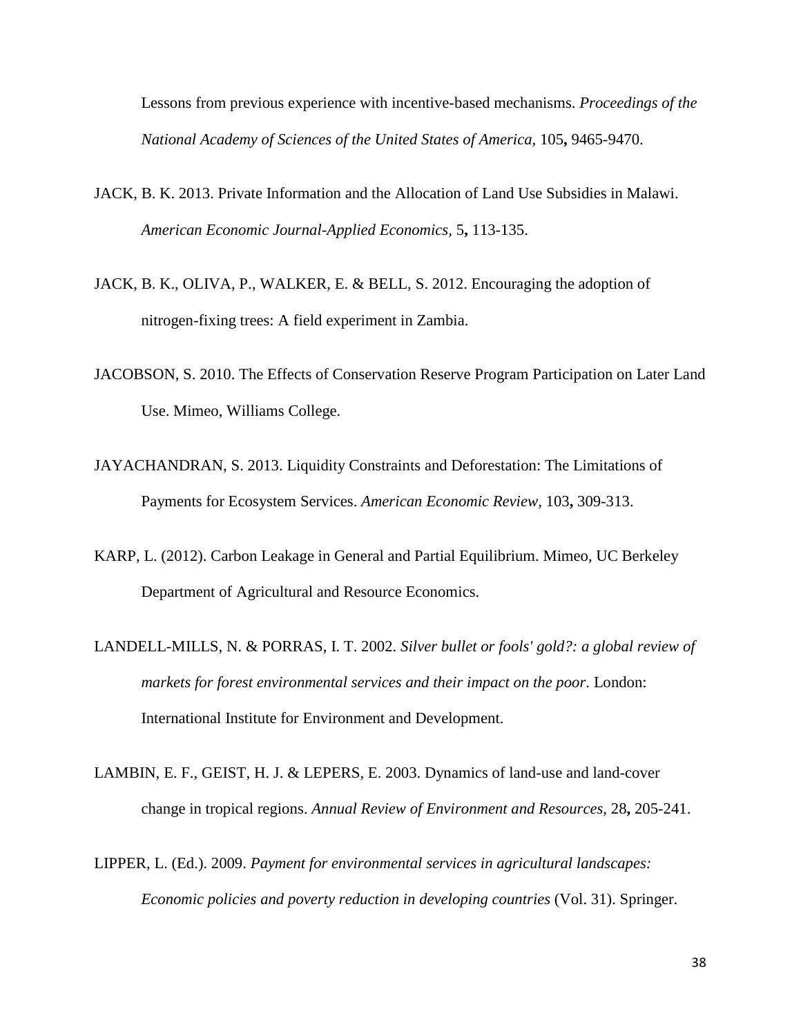Lessons from previous experience with incentive-based mechanisms. *Proceedings of the National Academy of Sciences of the United States of America,* 105**,** 9465-9470.

JACK, B. K. 2013. Private Information and the Allocation of Land Use Subsidies in Malawi. *American Economic Journal-Applied Economics,* 5**,** 113-135.

JACK, B. K., OLIVA, P., WALKER, E. & BELL, S. 2012. Encouraging the adoption of nitrogen-fixing trees: A field experiment in Zambia.

JACOBSON, S. 2010. The Effects of Conservation Reserve Program Participation on Later Land Use. Mimeo, Williams College.

JAYACHANDRAN, S. 2013. Liquidity Constraints and Deforestation: The Limitations of Payments for Ecosystem Services. *American Economic Review,* 103**,** 309-313.

KARP, L. (2012). Carbon Leakage in General and Partial Equilibrium. Mimeo, UC Berkeley Department of Agricultural and Resource Economics.

LANDELL-MILLS, N. & PORRAS, I. T. 2002. *Silver bullet or fools' gold?: a global review of markets for forest environmental services and their impact on the poor*. London: International Institute for Environment and Development.

LAMBIN, E. F., GEIST, H. J. & LEPERS, E. 2003. Dynamics of land-use and land-cover change in tropical regions. *Annual Review of Environment and Resources,* 28**,** 205-241.

LIPPER, L. (Ed.). 2009. *Payment for environmental services in agricultural landscapes: Economic policies and poverty reduction in developing countries* (Vol. 31). Springer.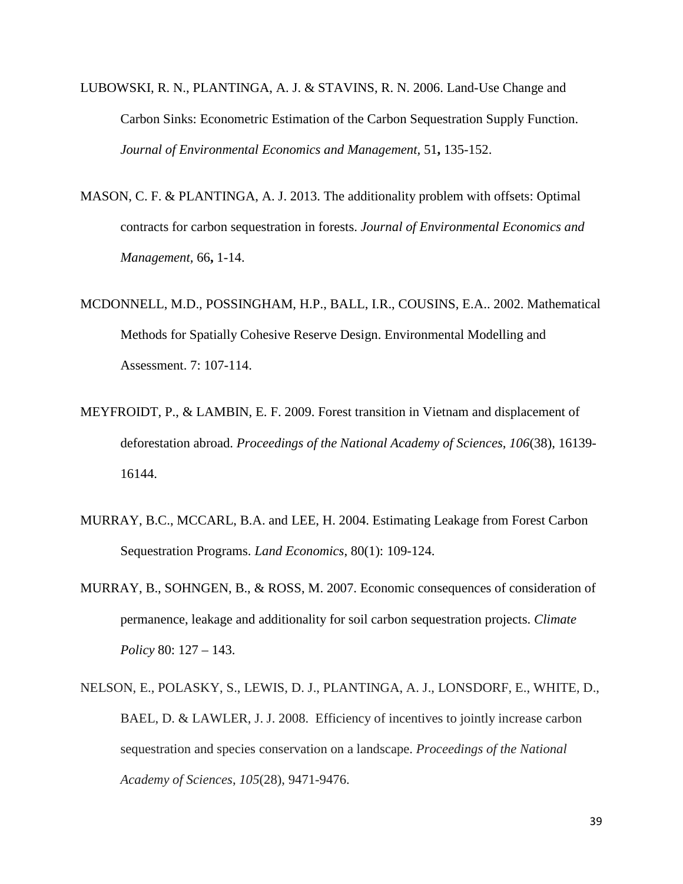LUBOWSKI, R. N., PLANTINGA, A. J. & STAVINS, R. N. 2006. Land-Use Change and Carbon Sinks: Econometric Estimation of the Carbon Sequestration Supply Function. *Journal of Environmental Economics and Management,* 51**,** 135-152.

MASON, C. F. & PLANTINGA, A. J. 2013. The additionality problem with offsets: Optimal contracts for carbon sequestration in forests. *Journal of Environmental Economics and Management,* 66**,** 1-14.

MCDONNELL, M.D., POSSINGHAM, H.P., BALL, I.R., COUSINS, E.A.. 2002. Mathematical Methods for Spatially Cohesive Reserve Design. Environmental Modelling and Assessment. 7: 107-114.

MEYFROIDT, P., & LAMBIN, E. F. 2009. Forest transition in Vietnam and displacement of deforestation abroad. *Proceedings of the National Academy of Sciences*, *106*(38), 16139-16144.

MURRAY, B.C., MCCARL, B.A. and LEE, H. 2004. Estimating Leakage from Forest Carbon Sequestration Programs. *Land Economics*, 80(1): 109-124.

MURRAY, B., SOHNGEN, B., & ROSS, M. 2007. Economic consequences of consideration of permanence, leakage and additionality for soil carbon sequestration projects. *Climate Policy* 80: 127 – 143.

NELSON, E., POLASKY, S., LEWIS, D. J., PLANTINGA, A. J., LONSDORF, E., WHITE, D., BAEL, D. & LAWLER, J. J. 2008. Efficiency of incentives to jointly increase carbon sequestration and species conservation on a landscape. *Proceedings of the National Academy of Sciences*, *105*(28), 9471-9476.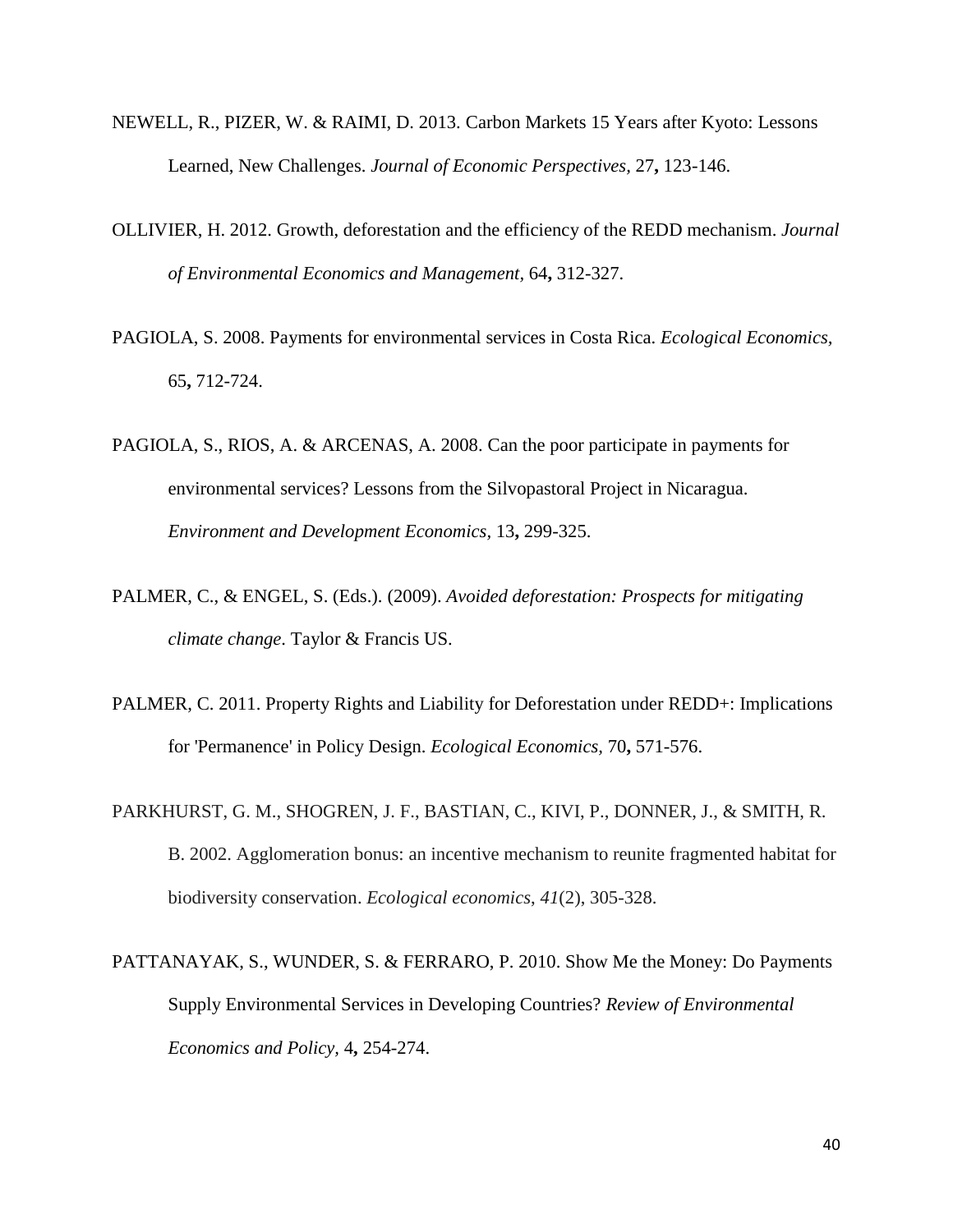NEWELL, R., PIZER, W. & RAIMI, D. 2013. Carbon Markets 15 Years after Kyoto: Lessons Learned, New Challenges. *Journal of Economic Perspectives,* 27**,** 123-146.

OLLIVIER, H. 2012. Growth, deforestation and the efficiency of the REDD mechanism. *Journal of Environmental Economics and Management,* 64**,** 312-327.

PAGIOLA, S. 2008. Payments for environmental services in Costa Rica. *Ecological Economics,* 65**,** 712-724.

PAGIOLA, S., RIOS, A. & ARCENAS, A. 2008. Can the poor participate in payments for environmental services? Lessons from the Silvopastoral Project in Nicaragua. *Environment and Development Economics,* 13**,** 299-325.

PALMER, C., & ENGEL, S. (Eds.). (2009). *Avoided deforestation: Prospects for mitigating climate change*. Taylor & Francis US.

PALMER, C. 2011. Property Rights and Liability for Deforestation under REDD+: Implications for 'Permanence' in Policy Design. *Ecological Economics,* 70**,** 571-576.

PARKHURST, G. M., SHOGREN, J. F., BASTIAN, C., KIVI, P., DONNER, J., & SMITH, R. B. 2002. Agglomeration bonus: an incentive mechanism to reunite fragmented habitat for biodiversity conservation. *Ecological economics*, *41*(2), 305-328.

PATTANAYAK, S., WUNDER, S. & FERRARO, P. 2010. Show Me the Money: Do Payments Supply Environmental Services in Developing Countries? *Review of Environmental Economics and Policy,* 4**,** 254-274.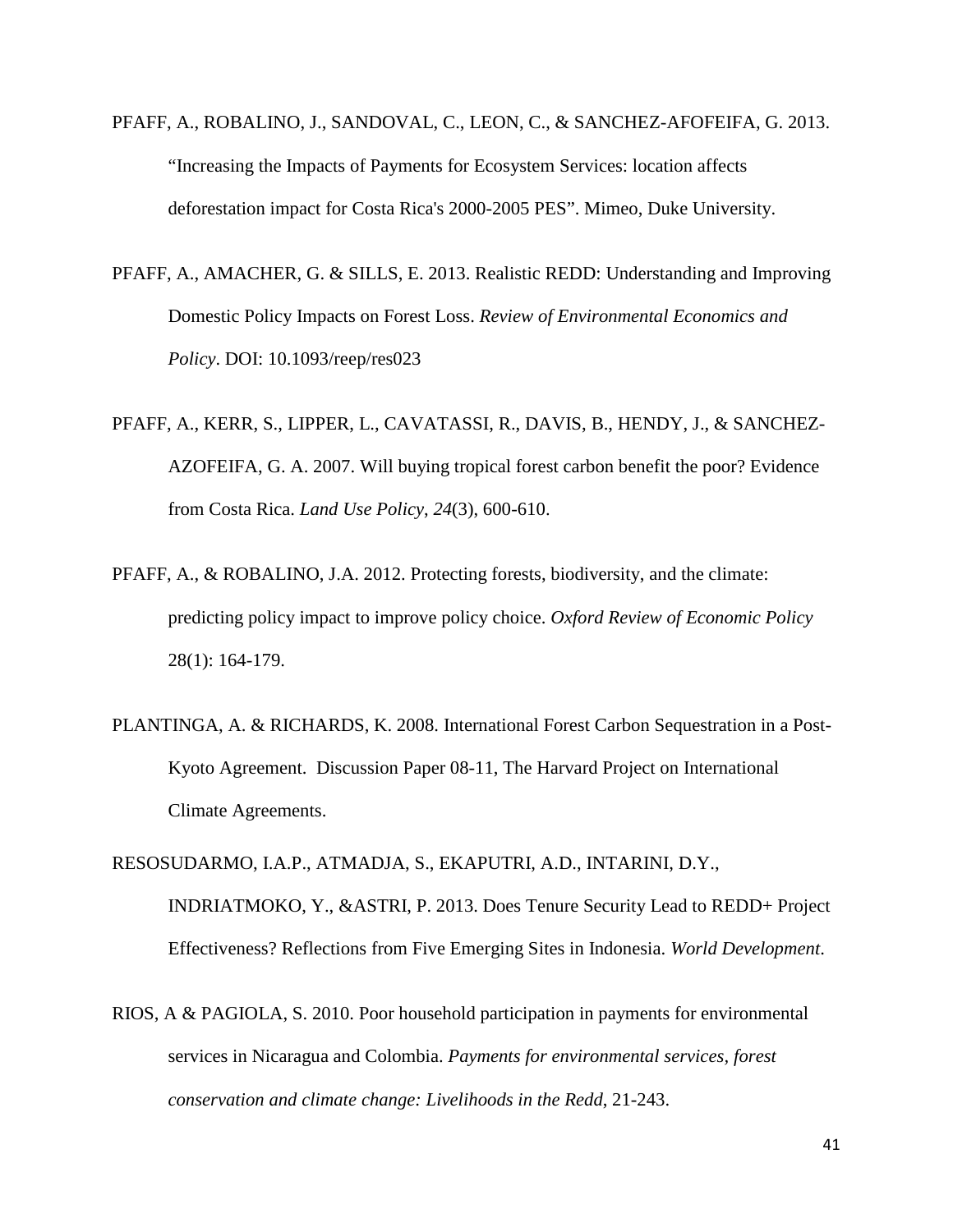PFAFF, A., ROBALINO, J., SANDOVAL, C., LEON, C., & SANCHEZ-AFOFEIFA, G. 2013. "Increasing the Impacts of Payments for Ecosystem Services: location affects deforestation impact for Costa Rica's 2000-2005 PES". Mimeo, Duke University.

PFAFF, A., AMACHER, G. & SILLS, E. 2013. Realistic REDD: Understanding and Improving Domestic Policy Impacts on Forest Loss. *Review of Environmental Economics and Policy*. DOI: 10.1093/reep/res023

PFAFF, A., KERR, S., LIPPER, L., CAVATASSI, R., DAVIS, B., HENDY, J., & SANCHEZ-AZOFEIFA, G. A. 2007. Will buying tropical forest carbon benefit the poor? Evidence from Costa Rica. *Land Use Policy*, *24*(3), 600-610.

PFAFF, A., & ROBALINO, J.A. 2012. Protecting forests, biodiversity, and the climate: predicting policy impact to improve policy choice. *Oxford Review of Economic Policy* 28(1): 164-179.

PLANTINGA, A. & RICHARDS, K. 2008. International Forest Carbon Sequestration in a Post-Kyoto Agreement. Discussion Paper 08-11, The Harvard Project on International Climate Agreements.

RESOSUDARMO, I.A.P., ATMADJA, S., EKAPUTRI, A.D., INTARINI, D.Y., INDRIATMOKO, Y., &ASTRI, P. 2013. Does Tenure Security Lead to REDD+ Project Effectiveness? Reflections from Five Emerging Sites in Indonesia. *World Development*.

RIOS, A & PAGIOLA, S. 2010. Poor household participation in payments for environmental services in Nicaragua and Colombia. *Payments for environmental services, forest conservation and climate change: Livelihoods in the Redd*, 21-243.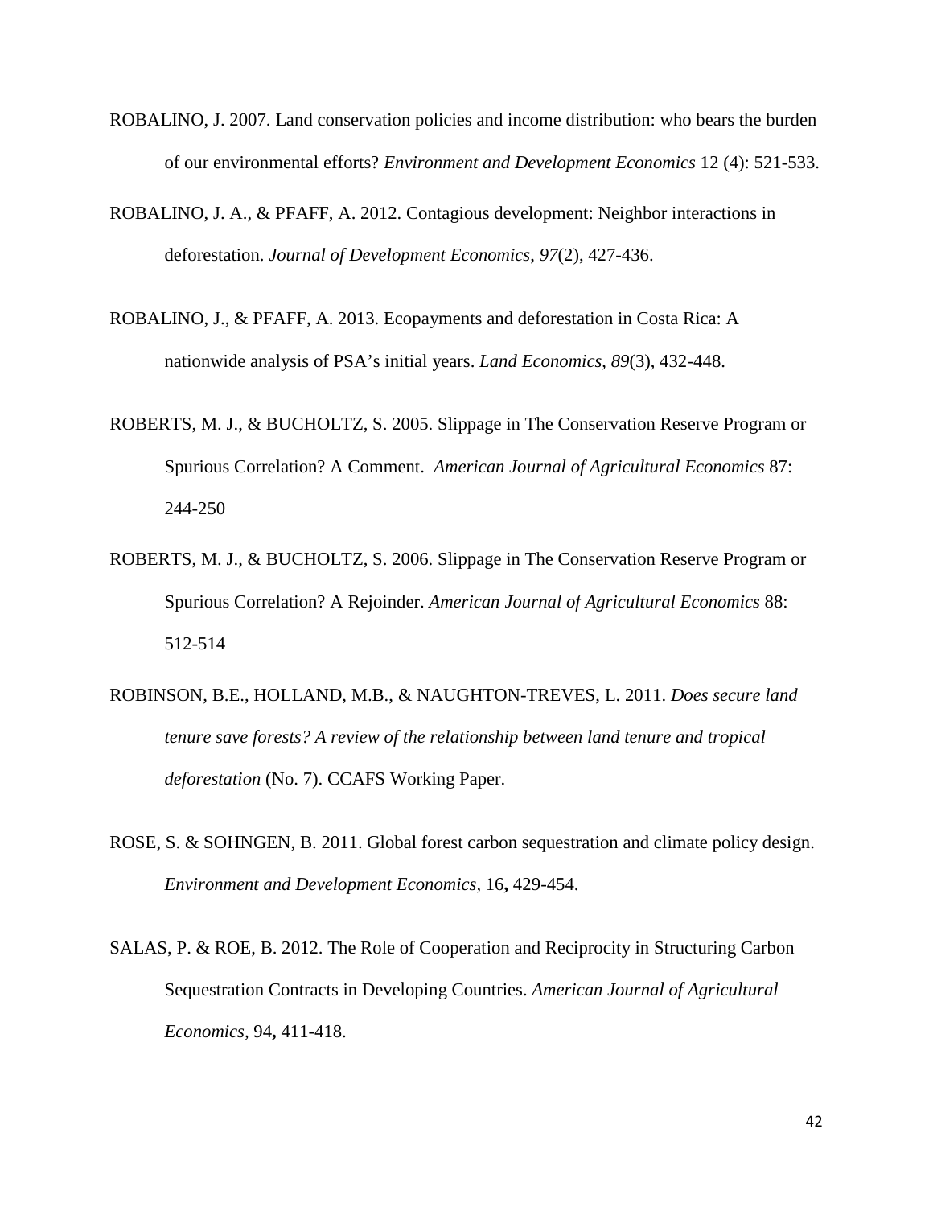ROBALINO, J. 2007. Land conservation policies and income distribution: who bears the burden of our environmental efforts? *Environment and Development Economics* 12 (4): 521-533.

ROBALINO, J. A., & PFAFF, A. 2012. Contagious development: Neighbor interactions in deforestation. *Journal of Development Economics*, *97*(2), 427-436.

ROBALINO, J., & PFAFF, A. 2013. Ecopayments and deforestation in Costa Rica: A nationwide analysis of PSA's initial years. *Land Economics*, *89*(3), 432-448.

ROBERTS, M. J., & BUCHOLTZ, S. 2005. Slippage in The Conservation Reserve Program or Spurious Correlation? A Comment. *American Journal of Agricultural Economics* 87: 244-250

ROBERTS, M. J., & BUCHOLTZ, S. 2006. Slippage in The Conservation Reserve Program or Spurious Correlation? A Rejoinder. *American Journal of Agricultural Economics* 88: 512-514

ROBINSON, B.E., HOLLAND, M.B., & NAUGHTON-TREVES, L. 2011. *Does secure land tenure save forests? A review of the relationship between land tenure and tropical deforestation* (No. 7). CCAFS Working Paper.

ROSE, S. & SOHNGEN, B. 2011. Global forest carbon sequestration and climate policy design. *Environment and Development Economics,* 16**,** 429-454.

SALAS, P. & ROE, B. 2012. The Role of Cooperation and Reciprocity in Structuring Carbon Sequestration Contracts in Developing Countries. *American Journal of Agricultural Economics,* 94**,** 411-418.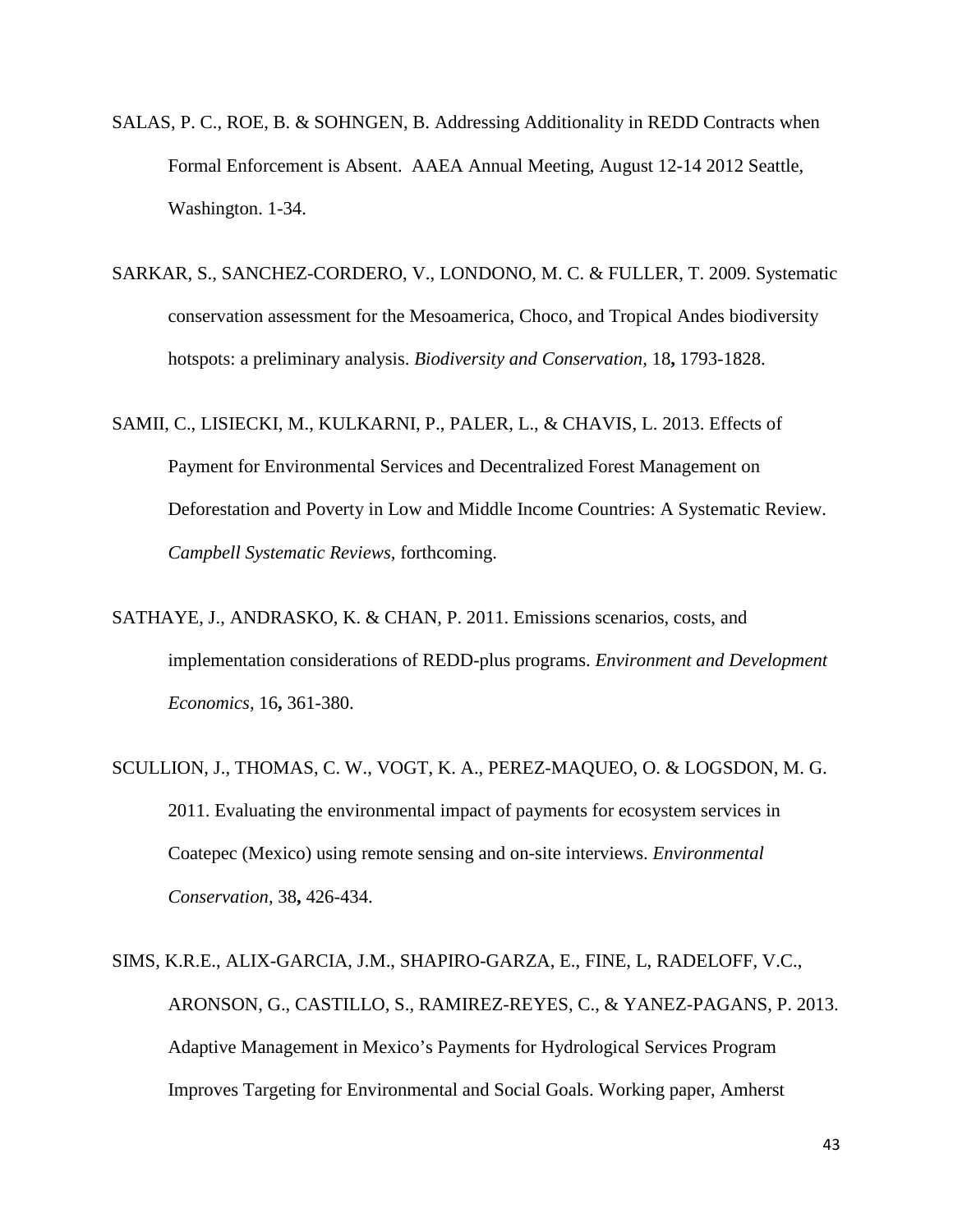SALAS, P. C., ROE, B. & SOHNGEN, B. Addressing Additionality in REDD Contracts when Formal Enforcement is Absent. AAEA Annual Meeting, August 12-14 2012 Seattle, Washington. 1-34.

SARKAR, S., SANCHEZ-CORDERO, V., LONDONO, M. C. & FULLER, T. 2009. Systematic conservation assessment for the Mesoamerica, Choco, and Tropical Andes biodiversity hotspots: a preliminary analysis. *Biodiversity and Conservation,* 18**,** 1793-1828.

SAMII, C., LISIECKI, M., KULKARNI, P., PALER, L., & CHAVIS, L. 2013. Effects of Payment for Environmental Services and Decentralized Forest Management on Deforestation and Poverty in Low and Middle Income Countries: A Systematic Review. *Campbell Systematic Reviews,* forthcoming.

SATHAYE, J., ANDRASKO, K. & CHAN, P. 2011. Emissions scenarios, costs, and implementation considerations of REDD-plus programs. *Environment and Development Economics,* 16**,** 361-380.

SCULLION, J., THOMAS, C. W., VOGT, K. A., PEREZ-MAQUEO, O. & LOGSDON, M. G. 2011. Evaluating the environmental impact of payments for ecosystem services in Coatepec (Mexico) using remote sensing and on-site interviews. *Environmental Conservation,* 38**,** 426-434.

SIMS, K.R.E., ALIX-GARCIA, J.M., SHAPIRO-GARZA, E., FINE, L, RADELOFF, V.C., ARONSON, G., CASTILLO, S., RAMIREZ-REYES, C., & YANEZ-PAGANS, P. 2013. Adaptive Management in Mexico's Payments for Hydrological Services Program Improves Targeting for Environmental and Social Goals. Working paper, Amherst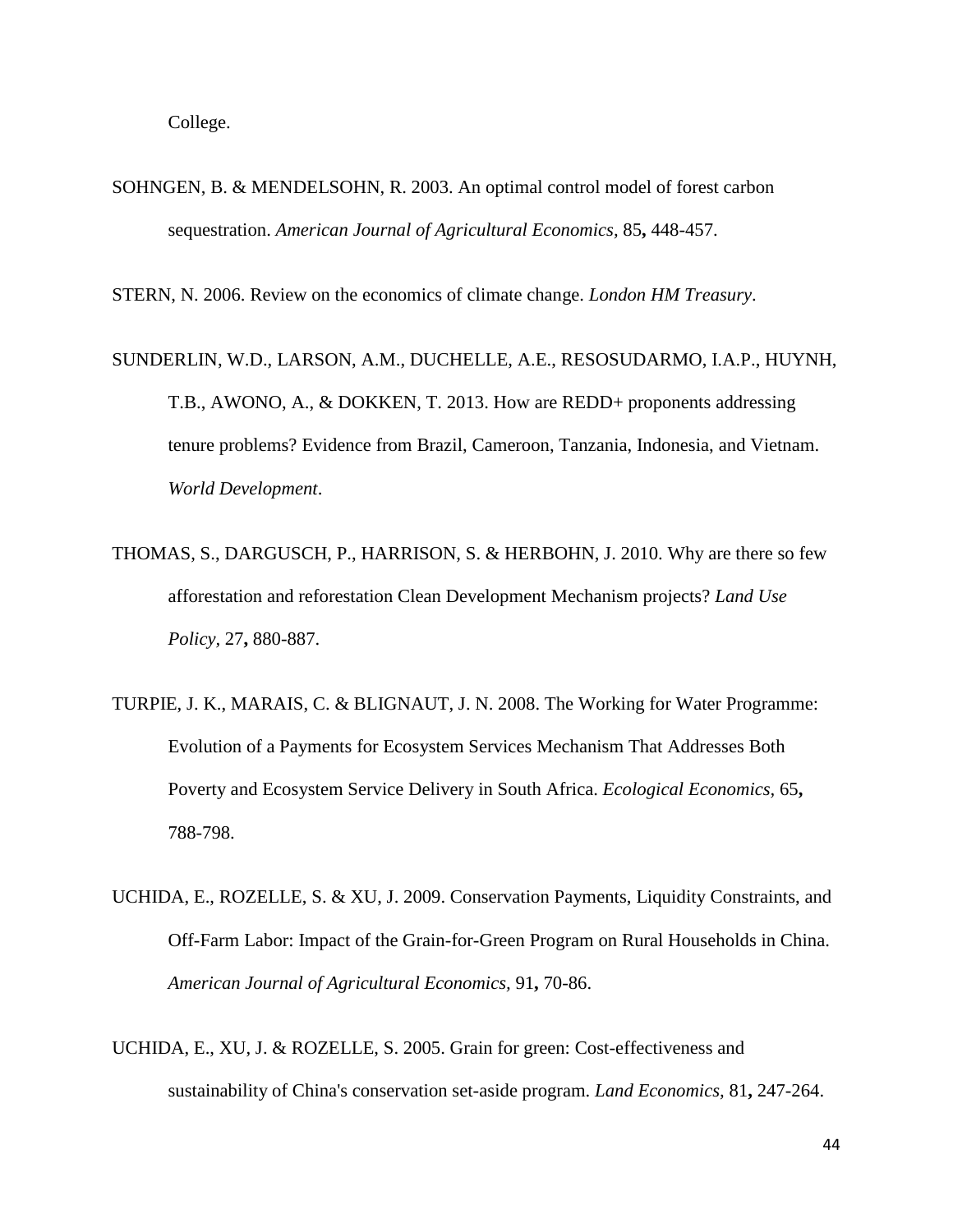College.

SOHNGEN, B. & MENDELSOHN, R. 2003. An optimal control model of forest carbon sequestration. *American Journal of Agricultural Economics,* 85**,** 448-457.

STERN, N. 2006. Review on the economics of climate change. *London HM Treasury*.

SUNDERLIN, W.D., LARSON, A.M., DUCHELLE, A.E., RESOSUDARMO, I.A.P., HUYNH, T.B., AWONO, A., & DOKKEN, T. 2013. How are REDD+ proponents addressing tenure problems? Evidence from Brazil, Cameroon, Tanzania, Indonesia, and Vietnam. *World Development*.

THOMAS, S., DARGUSCH, P., HARRISON, S. & HERBOHN, J. 2010. Why are there so few afforestation and reforestation Clean Development Mechanism projects? *Land Use Policy,* 27**,** 880-887.

TURPIE, J. K., MARAIS, C. & BLIGNAUT, J. N. 2008. The Working for Water Programme: Evolution of a Payments for Ecosystem Services Mechanism That Addresses Both Poverty and Ecosystem Service Delivery in South Africa. *Ecological Economics,* 65**,** 788-798.

UCHIDA, E., ROZELLE, S. & XU, J. 2009. Conservation Payments, Liquidity Constraints, and Off-Farm Labor: Impact of the Grain-for-Green Program on Rural Households in China. *American Journal of Agricultural Economics,* 91**,** 70-86.

UCHIDA, E., XU, J. & ROZELLE, S. 2005. Grain for green: Cost-effectiveness and sustainability of China's conservation set-aside program. *Land Economics,* 81**,** 247-264.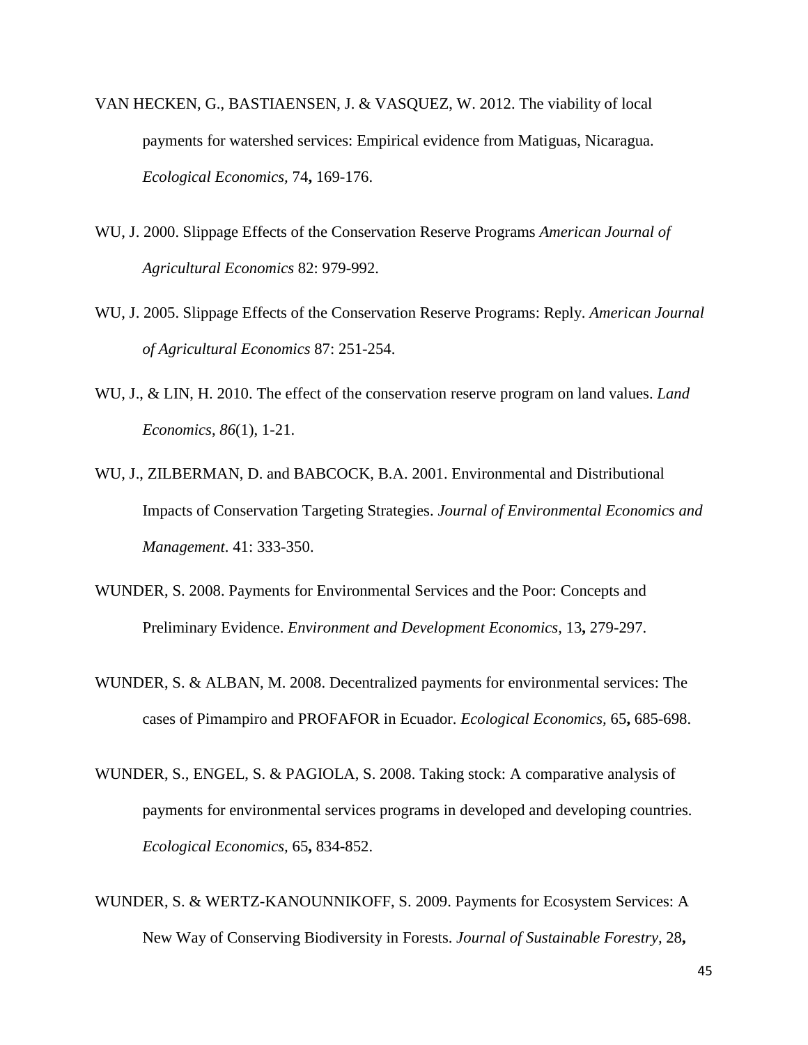VAN HECKEN, G., BASTIAENSEN, J. & VASQUEZ, W. 2012. The viability of local payments for watershed services: Empirical evidence from Matiguas, Nicaragua. *Ecological Economics,* 74**,** 169-176.

WU, J. 2000. Slippage Effects of the Conservation Reserve Programs *American Journal of Agricultural Economics* 82: 979-992.

WU, J. 2005. Slippage Effects of the Conservation Reserve Programs: Reply. *American Journal of Agricultural Economics* 87: 251-254.

WU, J., & LIN, H. 2010. The effect of the conservation reserve program on land values. *Land Economics*, *86*(1), 1-21.

WU, J., ZILBERMAN, D. and BABCOCK, B.A. 2001. Environmental and Distributional Impacts of Conservation Targeting Strategies. *Journal of Environmental Economics and Management*. 41: 333-350.

WUNDER, S. 2008. Payments for Environmental Services and the Poor: Concepts and Preliminary Evidence. *Environment and Development Economics,* 13**,** 279-297.

WUNDER, S. & ALBAN, M. 2008. Decentralized payments for environmental services: The cases of Pimampiro and PROFAFOR in Ecuador. *Ecological Economics,* 65**,** 685-698.

WUNDER, S., ENGEL, S. & PAGIOLA, S. 2008. Taking stock: A comparative analysis of payments for environmental services programs in developed and developing countries. *Ecological Economics,* 65**,** 834-852.

WUNDER, S. & WERTZ-KANOUNNIKOFF, S. 2009. Payments for Ecosystem Services: A New Way of Conserving Biodiversity in Forests. *Journal of Sustainable Forestry,* 28**,**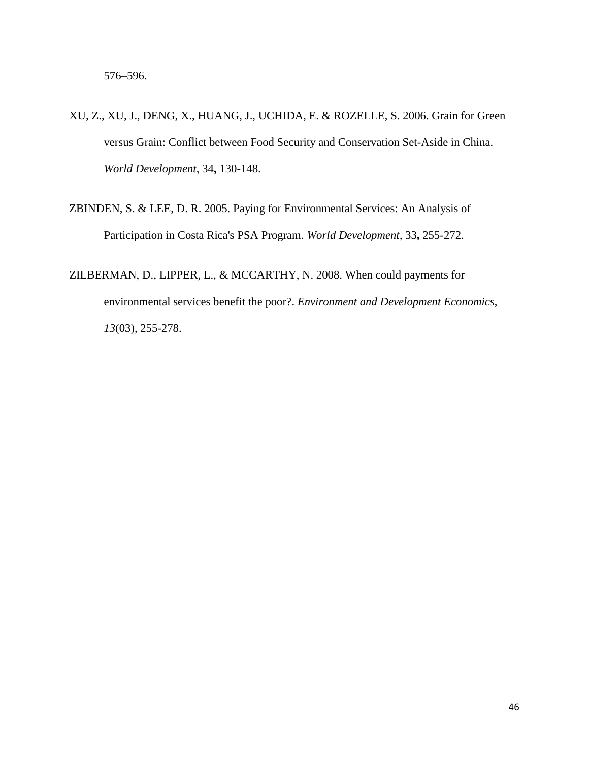576–596.

XU, Z., XU, J., DENG, X., HUANG, J., UCHIDA, E. & ROZELLE, S. 2006. Grain for Green versus Grain: Conflict between Food Security and Conservation Set-Aside in China. *World Development*, 34**,** 130-148.

ZBINDEN, S. & LEE, D. R. 2005. Paying for Environmental Services: An Analysis of Participation in Costa Rica's PSA Program. *World Development*, 33**,** 255-272.

ZILBERMAN, D., LIPPER, L., & MCCARTHY, N. 2008. When could payments for environmental services benefit the poor?. *Environment and Development Economics*, *13*(03), 255-278.